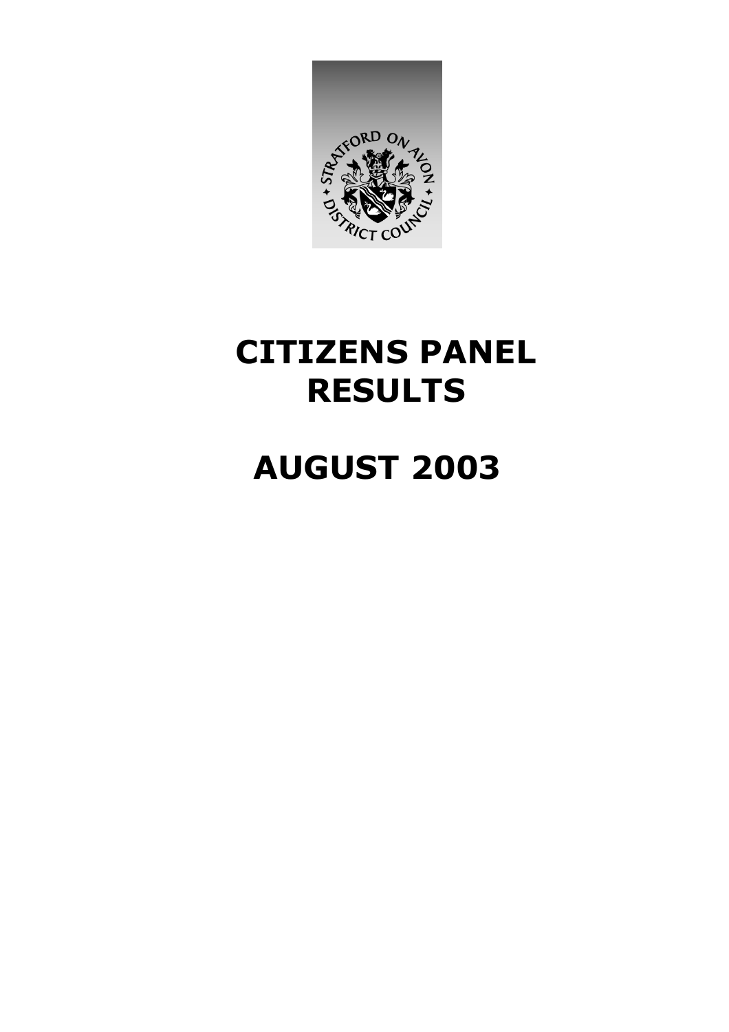# CITIZENS PANEL RESULTS

# AUGUST 2003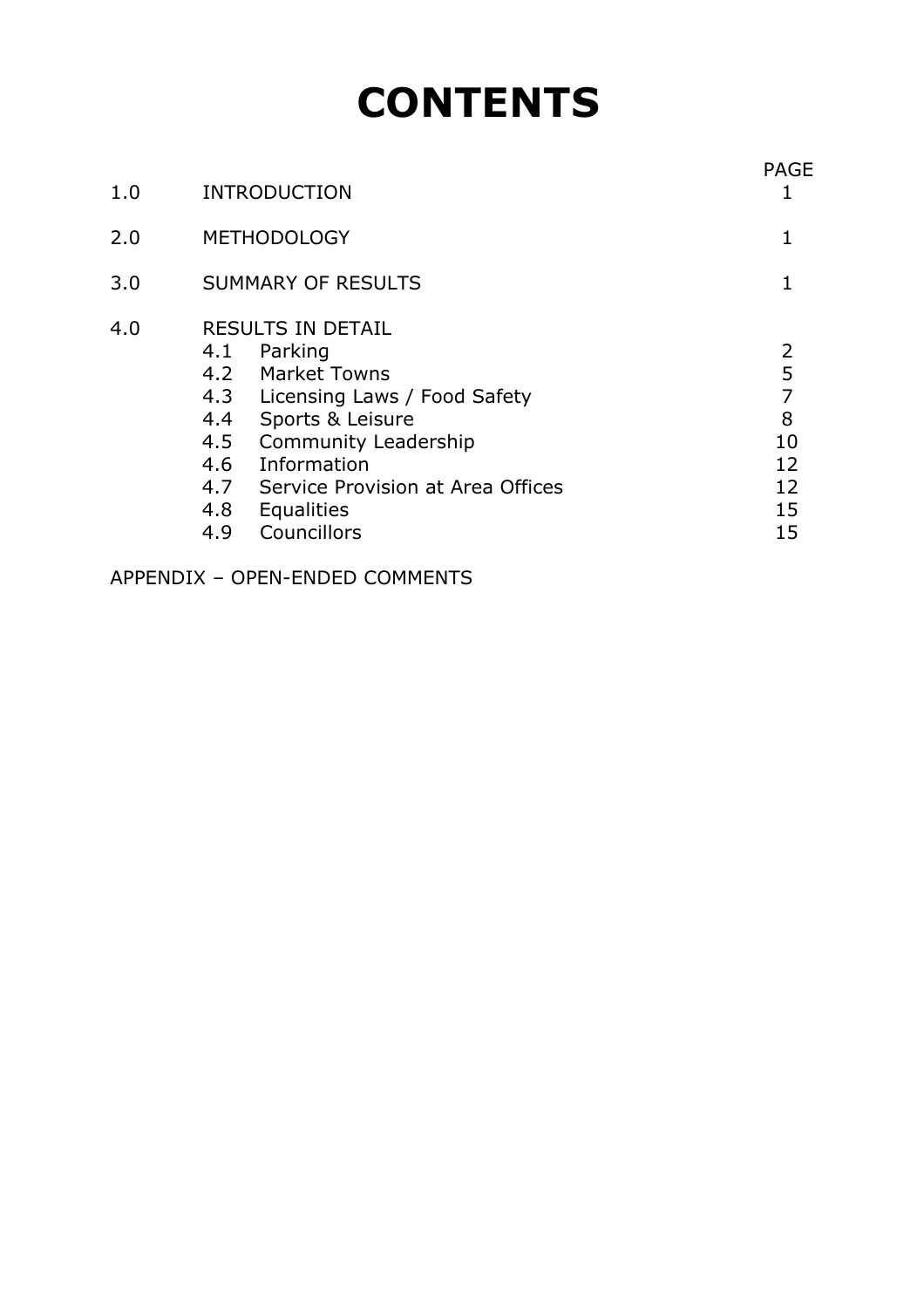# CONTENTS

| | | PAGE |
|---|---|---|
| 1.0 | INTRODUCTION | 1 |
| 2.0 | METHODOLOGY | 1 |
| 3.0 | SUMMARY OF RESULTS | 1 |
| 4.0 | RESULTS IN DETAIL | |
| | 4.1 Parking | 2 |
| | 4.2 Market Towns | 5 |
| | 4.3 Licensing Laws / Food Safety | 7 |
| | 4.4 Sports & Leisure | 8 |
| | 4.5 Community Leadership | 10 |
| | 4.6 Information | 12 |
| | 4.7 Service Provision at Area Offices | 12 |
| | 4.8 Equalities | 15 |
| | 4.9 Councillors | 15 |

APPENDIX – OPEN-ENDED COMMENTS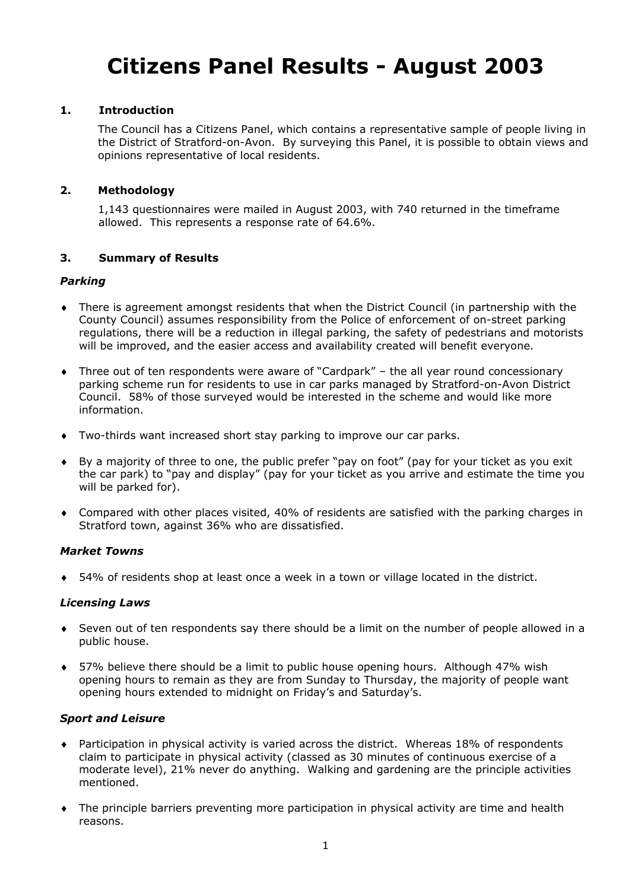# Citizens Panel Results - August 2003

## 1. Introduction

The Council has a Citizens Panel, which contains a representative sample of people living in the District of Stratford-on-Avon. By surveying this Panel, it is possible to obtain views and opinions representative of local residents.

## 2. Methodology

1,143 questionnaires were mailed in August 2003, with 740 returned in the timeframe allowed. This represents a response rate of 64.6%.

## 3. Summary of Results

### *Parking*

- There is agreement amongst residents that when the District Council (in partnership with the County Council) assumes responsibility from the Police of enforcement of on-street parking regulations, there will be a reduction in illegal parking, the safety of pedestrians and motorists will be improved, and the easier access and availability created will benefit everyone.
- Three out of ten respondents were aware of "Cardpark" – the all year round concessionary parking scheme run for residents to use in car parks managed by Stratford-on-Avon District Council. 58% of those surveyed would be interested in the scheme and would like more information.
- Two-thirds want increased short stay parking to improve our car parks.
- By a majority of three to one, the public prefer "pay on foot" (pay for your ticket as you exit the car park) to "pay and display" (pay for your ticket as you arrive and estimate the time you will be parked for).
- Compared with other places visited, 40% of residents are satisfied with the parking charges in Stratford town, against 36% who are dissatisfied.

### *Market Towns*

- 54% of residents shop at least once a week in a town or village located in the district.

### *Licensing Laws*

- Seven out of ten respondents say there should be a limit on the number of people allowed in a public house.
- 57% believe there should be a limit to public house opening hours. Although 47% wish opening hours to remain as they are from Sunday to Thursday, the majority of people want opening hours extended to midnight on Friday's and Saturday's.

### *Sport and Leisure*

- Participation in physical activity is varied across the district. Whereas 18% of respondents claim to participate in physical activity (classed as 30 minutes of continuous exercise of a moderate level), 21% never do anything. Walking and gardening are the principle activities mentioned.
- The principle barriers preventing more participation in physical activity are time and health reasons.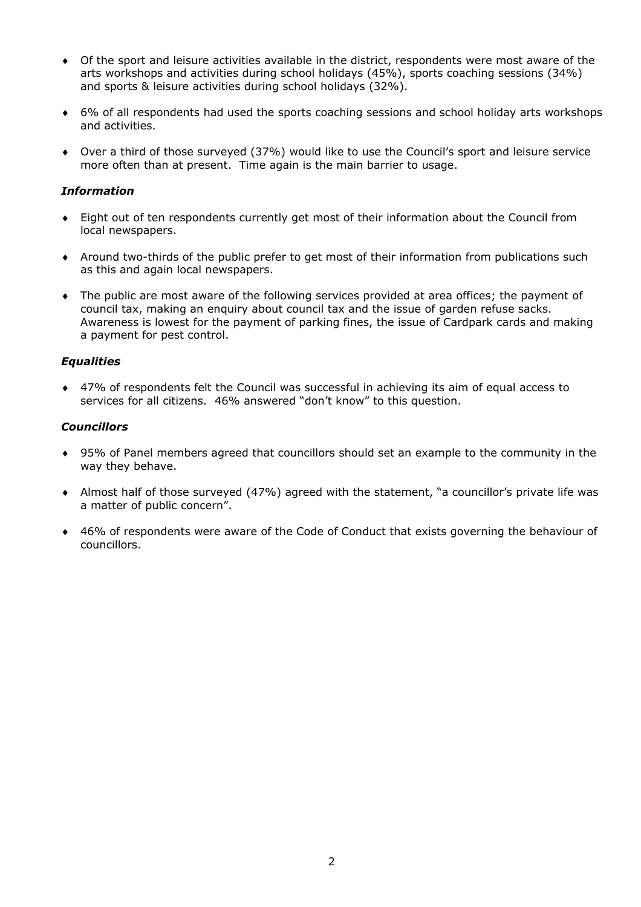- Of the sport and leisure activities available in the district, respondents were most aware of the arts workshops and activities during school holidays (45%), sports coaching sessions (34%) and sports & leisure activities during school holidays (32%).

- 6% of all respondents had used the sports coaching sessions and school holiday arts workshops and activities.

- Over a third of those surveyed (37%) would like to use the Council's sport and leisure service more often than at present. Time again is the main barrier to usage.

### *Information*

- Eight out of ten respondents currently get most of their information about the Council from local newspapers.

- Around two-thirds of the public prefer to get most of their information from publications such as this and again local newspapers.

- The public are most aware of the following services provided at area offices; the payment of council tax, making an enquiry about council tax and the issue of garden refuse sacks. Awareness is lowest for the payment of parking fines, the issue of Cardpark cards and making a payment for pest control.

### *Equalities*

- 47% of respondents felt the Council was successful in achieving its aim of equal access to services for all citizens. 46% answered "don't know" to this question.

### *Councillors*

- 95% of Panel members agreed that councillors should set an example to the community in the way they behave.

- Almost half of those surveyed (47%) agreed with the statement, "a councillor's private life was a matter of public concern".

- 46% of respondents were aware of the Code of Conduct that exists governing the behaviour of councillors.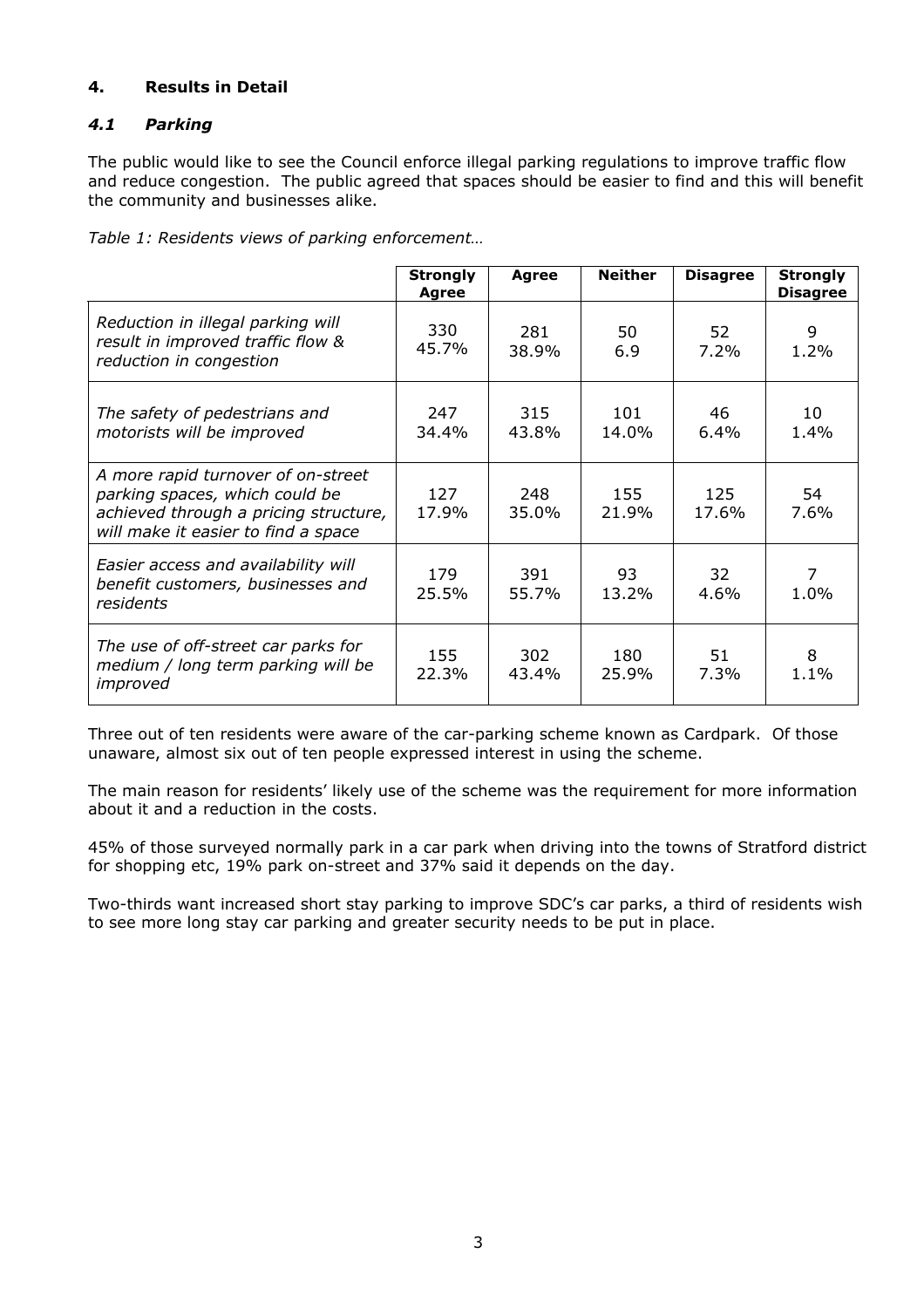## 4. Results in Detail

### *4.1 Parking*

The public would like to see the Council enforce illegal parking regulations to improve traffic flow and reduce congestion. The public agreed that spaces should be easier to find and this will benefit the community and businesses alike.

*Table 1: Residents views of parking enforcement…*

| | Strongly Agree | Agree | Neither | Disagree | Strongly Disagree |
|---|---|---|---|---|---|
| *Reduction in illegal parking will result in improved traffic flow & reduction in congestion* | 330 45.7% | 281 38.9% | 50 6.9 | 52 7.2% | 9 1.2% |
| *The safety of pedestrians and motorists will be improved* | 247 34.4% | 315 43.8% | 101 14.0% | 46 6.4% | 10 1.4% |
| *A more rapid turnover of on-street parking spaces, which could be achieved through a pricing structure, will make it easier to find a space* | 127 17.9% | 248 35.0% | 155 21.9% | 125 17.6% | 54 7.6% |
| *Easier access and availability will benefit customers, businesses and residents* | 179 25.5% | 391 55.7% | 93 13.2% | 32 4.6% | 7 1.0% |
| *The use of off-street car parks for medium / long term parking will be improved* | 155 22.3% | 302 43.4% | 180 25.9% | 51 7.3% | 8 1.1% |

Three out of ten residents were aware of the car-parking scheme known as Cardpark. Of those unaware, almost six out of ten people expressed interest in using the scheme.

The main reason for residents' likely use of the scheme was the requirement for more information about it and a reduction in the costs.

45% of those surveyed normally park in a car park when driving into the towns of Stratford district for shopping etc, 19% park on-street and 37% said it depends on the day.

Two-thirds want increased short stay parking to improve SDC's car parks, a third of residents wish to see more long stay car parking and greater security needs to be put in place.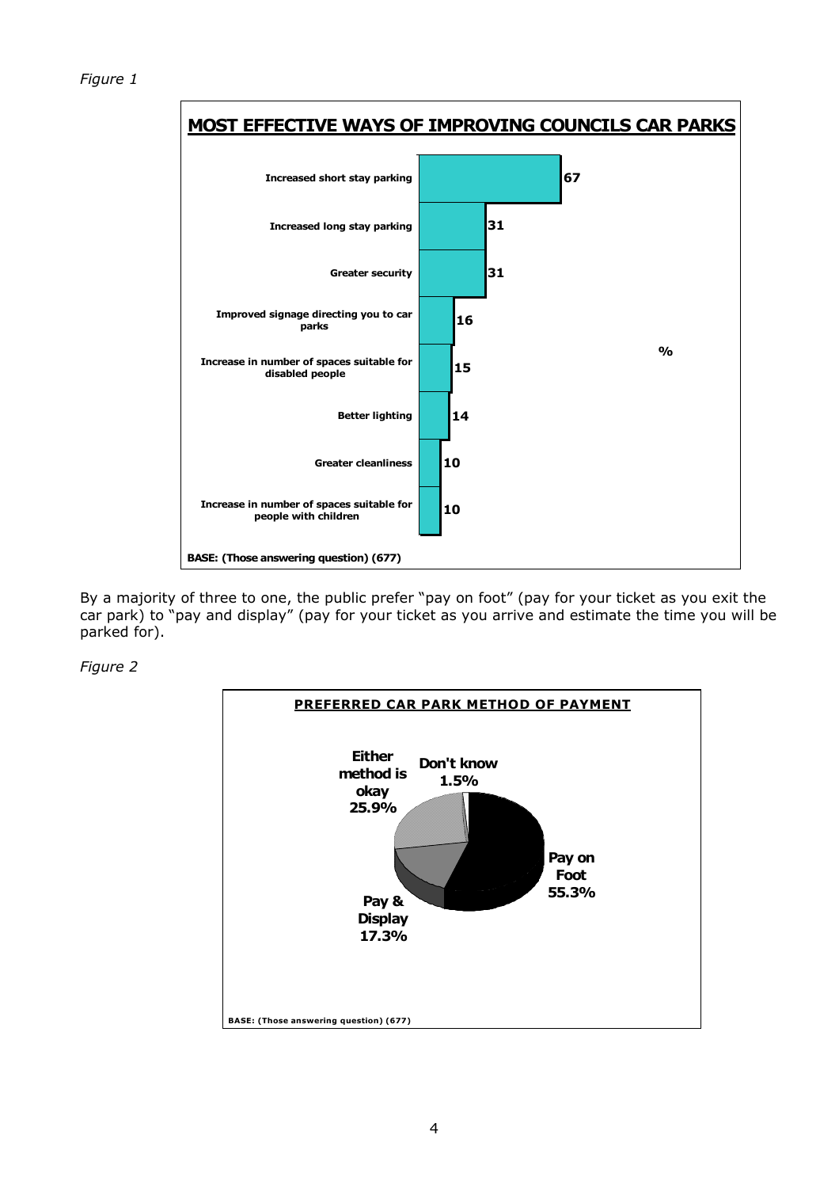*Figure 1*

**MOST EFFECTIVE WAYS OF IMPROVING COUNCILS CAR PARKS**

| | % |
|---|---|
| Increased short stay parking | 67 |
| Increased long stay parking | 31 |
| Greater security | 31 |
| Improved signage directing you to car parks | 16 |
| Increase in number of spaces suitable for disabled people | 15 |
| Better lighting | 14 |
| Greater cleanliness | 10 |
| Increase in number of spaces suitable for people with children | 10 |

**BASE: (Those answering question) (677)**

By a majority of three to one, the public prefer "pay on foot" (pay for your ticket as you exit the car park) to "pay and display" (pay for your ticket as you arrive and estimate the time you will be parked for).

*Figure 2*

**PREFERRED CAR PARK METHOD OF PAYMENT**

| | |
|---|---|
| Pay on Foot | 55.3% |
| Either method is okay | 25.9% |
| Pay & Display | 17.3% |
| Don't know | 1.5% |

**BASE: (Those answering question) (677)**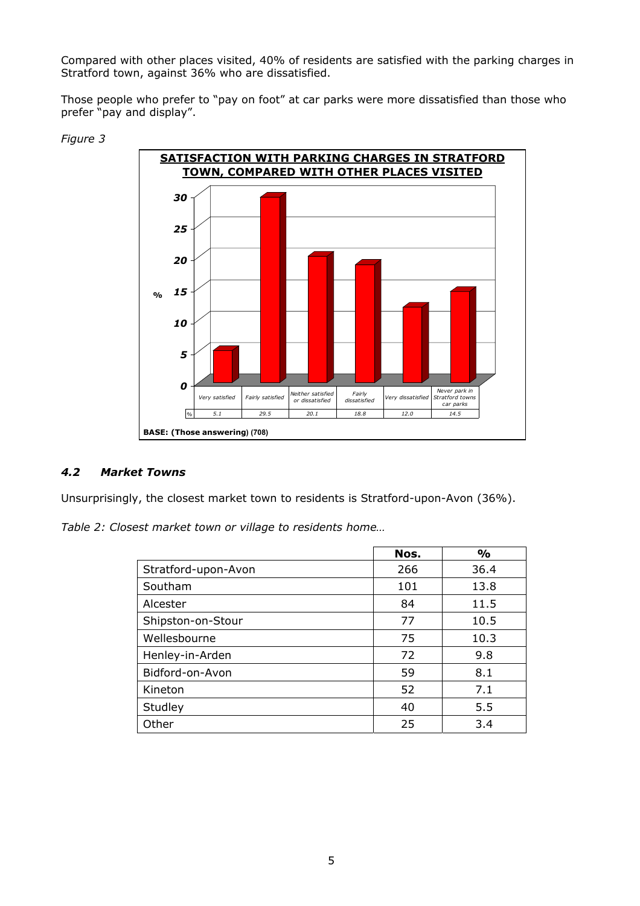Compared with other places visited, 40% of residents are satisfied with the parking charges in Stratford town, against 36% who are dissatisfied.

Those people who prefer to "pay on foot" at car parks were more dissatisfied than those who prefer "pay and display".

*Figure 3*

**SATISFACTION WITH PARKING CHARGES IN STRATFORD TOWN, COMPARED WITH OTHER PLACES VISITED**

| | Very satisfied | Fairly satisfied | Neither satisfied or dissatisfied | Fairly dissatisfied | Very dissatisfied | Never park in Stratford towns car parks |
|---|---|---|---|---|---|---|
| % | 5.1 | 29.5 | 20.1 | 18.8 | 12.0 | 14.5 |

**BASE: (Those answering) (708)**

### *4.2 Market Towns*

Unsurprisingly, the closest market town to residents is Stratford-upon-Avon (36%).

*Table 2: Closest market town or village to residents home…*

| | Nos. | % |
|---|---|---|
| Stratford-upon-Avon | 266 | 36.4 |
| Southam | 101 | 13.8 |
| Alcester | 84 | 11.5 |
| Shipston-on-Stour | 77 | 10.5 |
| Wellesbourne | 75 | 10.3 |
| Henley-in-Arden | 72 | 9.8 |
| Bidford-on-Avon | 59 | 8.1 |
| Kineton | 52 | 7.1 |
| Studley | 40 | 5.5 |
| Other | 25 | 3.4 |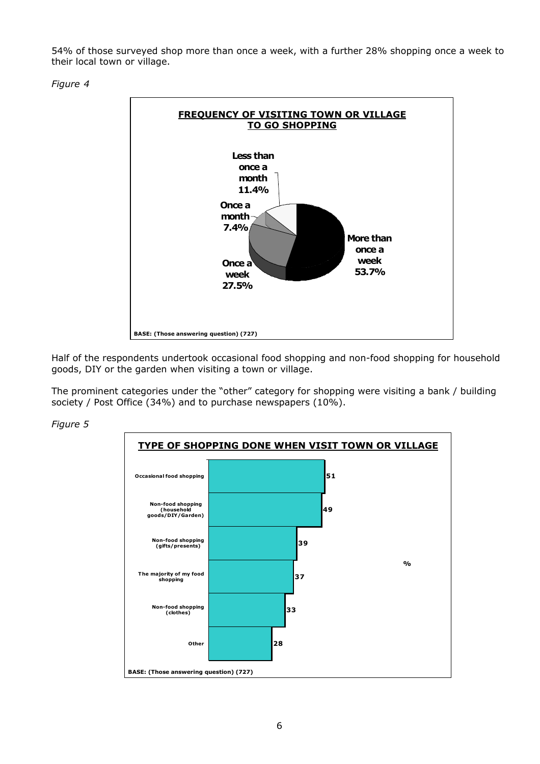54% of those surveyed shop more than once a week, with a further 28% shopping once a week to their local town or village.

*Figure 4*

**FREQUENCY OF VISITING TOWN OR VILLAGE TO GO SHOPPING**

| Frequency | % |
|---|---|
| More than once a week | 53.7% |
| Once a week | 27.5% |
| Once a month | 7.4% |
| Less than once a month | 11.4% |

BASE: (Those answering question) (727)

Half of the respondents undertook occasional food shopping and non-food shopping for household goods, DIY or the garden when visiting a town or village.

The prominent categories under the "other" category for shopping were visiting a bank / building society / Post Office (34%) and to purchase newspapers (10%).

*Figure 5*

**TYPE OF SHOPPING DONE WHEN VISIT TOWN OR VILLAGE**

| Type of shopping | % |
|---|---|
| Occasional food shopping | 51 |
| Non-food shopping (household goods/DIY/Garden) | 49 |
| Non-food shopping (gifts/presents) | 39 |
| The majority of my food shopping | 37 |
| Non-food shopping (clothes) | 33 |
| Other | 28 |

BASE: (Those answering question) (727)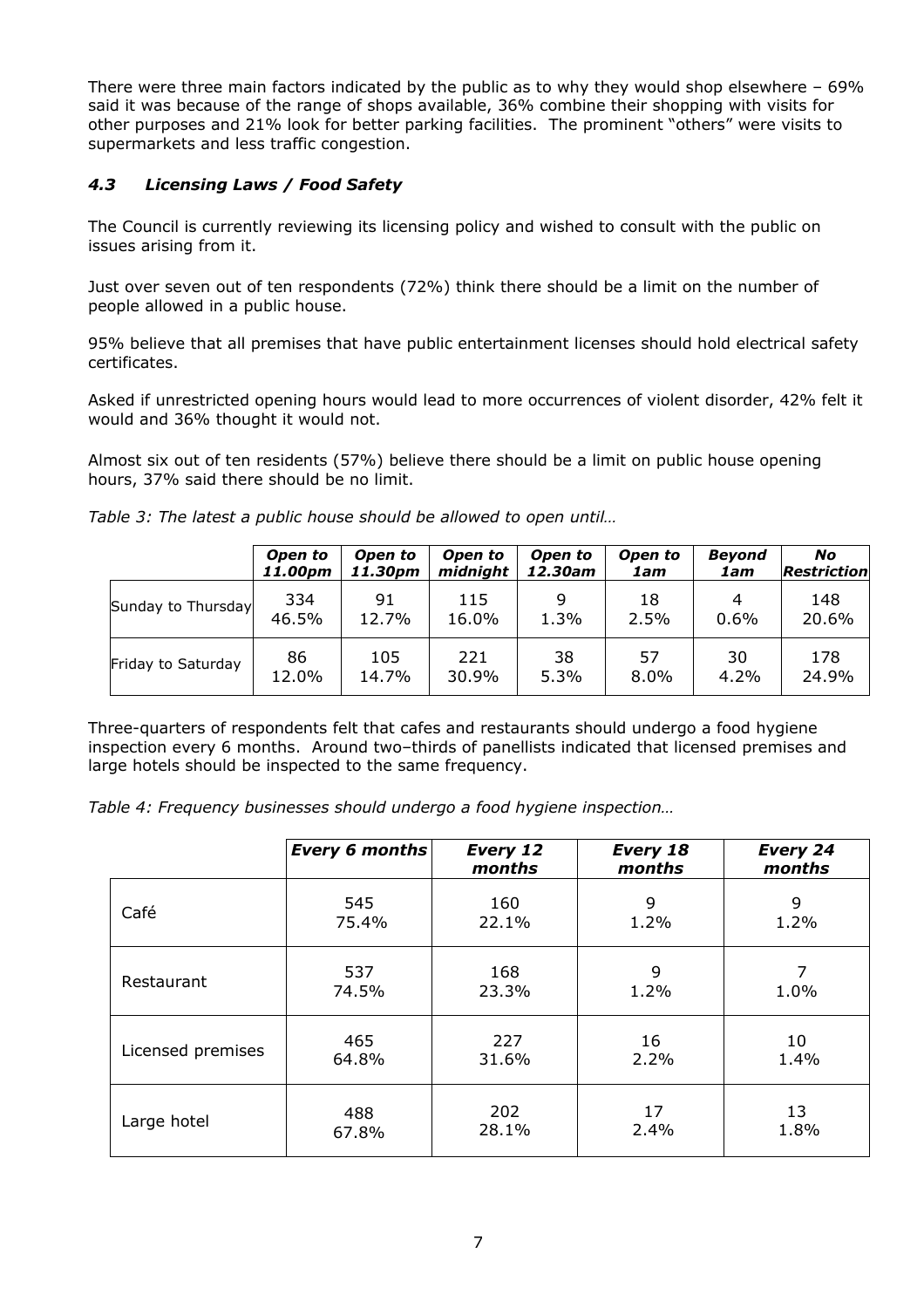There were three main factors indicated by the public as to why they would shop elsewhere – 69% said it was because of the range of shops available, 36% combine their shopping with visits for other purposes and 21% look for better parking facilities. The prominent "others" were visits to supermarkets and less traffic congestion.

### *4.3 Licensing Laws / Food Safety*

The Council is currently reviewing its licensing policy and wished to consult with the public on issues arising from it.

Just over seven out of ten respondents (72%) think there should be a limit on the number of people allowed in a public house.

95% believe that all premises that have public entertainment licenses should hold electrical safety certificates.

Asked if unrestricted opening hours would lead to more occurrences of violent disorder, 42% felt it would and 36% thought it would not.

Almost six out of ten residents (57%) believe there should be a limit on public house opening hours, 37% said there should be no limit.

*Table 3: The latest a public house should be allowed to open until…*

| | ***Open to 11.00pm*** | ***Open to 11.30pm*** | ***Open to midnight*** | ***Open to 12.30am*** | ***Open to 1am*** | ***Beyond 1am*** | ***No Restriction*** |
|---|---|---|---|---|---|---|---|
| Sunday to Thursday | 334<br>46.5% | 91<br>12.7% | 115<br>16.0% | 9<br>1.3% | 18<br>2.5% | 4<br>0.6% | 148<br>20.6% |
| Friday to Saturday | 86<br>12.0% | 105<br>14.7% | 221<br>30.9% | 38<br>5.3% | 57<br>8.0% | 30<br>4.2% | 178<br>24.9% |

Three-quarters of respondents felt that cafes and restaurants should undergo a food hygiene inspection every 6 months. Around two–thirds of panellists indicated that licensed premises and large hotels should be inspected to the same frequency.

*Table 4: Frequency businesses should undergo a food hygiene inspection…*

| | ***Every 6 months*** | ***Every 12 months*** | ***Every 18 months*** | ***Every 24 months*** |
|---|---|---|---|---|
| Café | 545<br>75.4% | 160<br>22.1% | 9<br>1.2% | 9<br>1.2% |
| Restaurant | 537<br>74.5% | 168<br>23.3% | 9<br>1.2% | 7<br>1.0% |
| Licensed premises | 465<br>64.8% | 227<br>31.6% | 16<br>2.2% | 10<br>1.4% |
| Large hotel | 488<br>67.8% | 202<br>28.1% | 17<br>2.4% | 13<br>1.8% |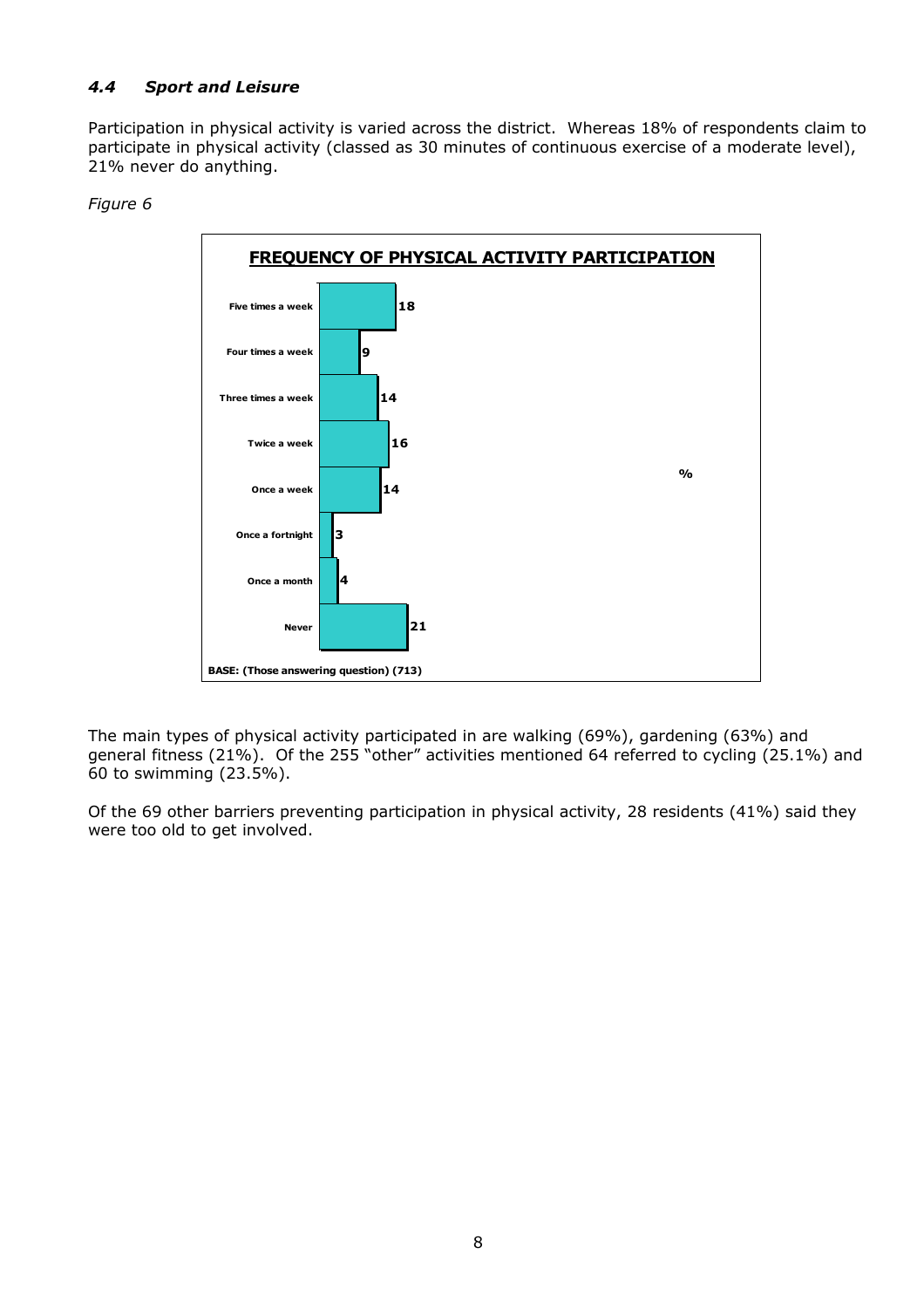### *4.4 Sport and Leisure*

Participation in physical activity is varied across the district. Whereas 18% of respondents claim to participate in physical activity (classed as 30 minutes of continuous exercise of a moderate level), 21% never do anything.

*Figure 6*

**FREQUENCY OF PHYSICAL ACTIVITY PARTICIPATION**

| Frequency | % |
|---|---|
| Five times a week | 18 |
| Four times a week | 9 |
| Three times a week | 14 |
| Twice a week | 16 |
| Once a week | 14 |
| Once a fortnight | 3 |
| Once a month | 4 |
| Never | 21 |

BASE: (Those answering question) (713)

The main types of physical activity participated in are walking (69%), gardening (63%) and general fitness (21%). Of the 255 "other" activities mentioned 64 referred to cycling (25.1%) and 60 to swimming (23.5%).

Of the 69 other barriers preventing participation in physical activity, 28 residents (41%) said they were too old to get involved.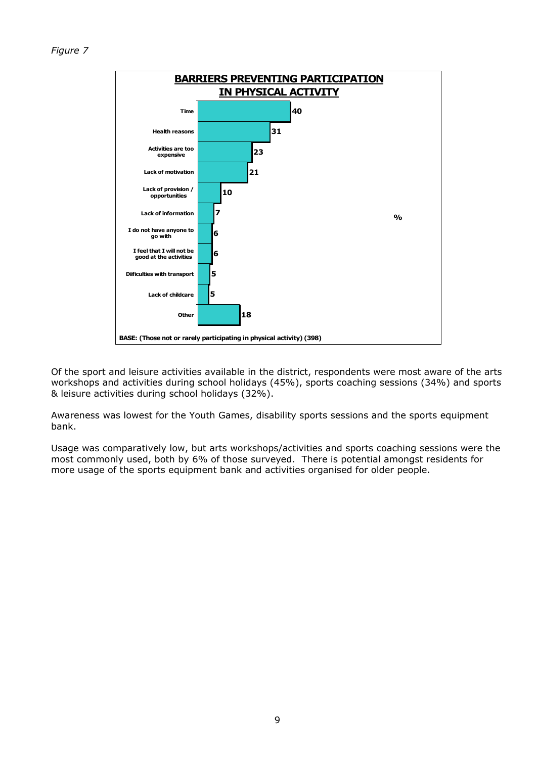*Figure 7*

**BARRIERS PREVENTING PARTICIPATION IN PHYSICAL ACTIVITY**

| Barrier | % |
|---|---|
| Time | 40 |
| Health reasons | 31 |
| Activities are too expensive | 23 |
| Lack of motivation | 21 |
| Lack of provision / opportunities | 10 |
| Lack of information | 7 |
| I do not have anyone to go with | 6 |
| I feel that I will not be good at the activities | 6 |
| Diifficulties with transport | 5 |
| Lack of childcare | 5 |
| Other | 18 |

BASE: (Those not or rarely participating in physical activity) (398)

Of the sport and leisure activities available in the district, respondents were most aware of the arts workshops and activities during school holidays (45%), sports coaching sessions (34%) and sports & leisure activities during school holidays (32%).

Awareness was lowest for the Youth Games, disability sports sessions and the sports equipment bank.

Usage was comparatively low, but arts workshops/activities and sports coaching sessions were the most commonly used, both by 6% of those surveyed. There is potential amongst residents for more usage of the sports equipment bank and activities organised for older people.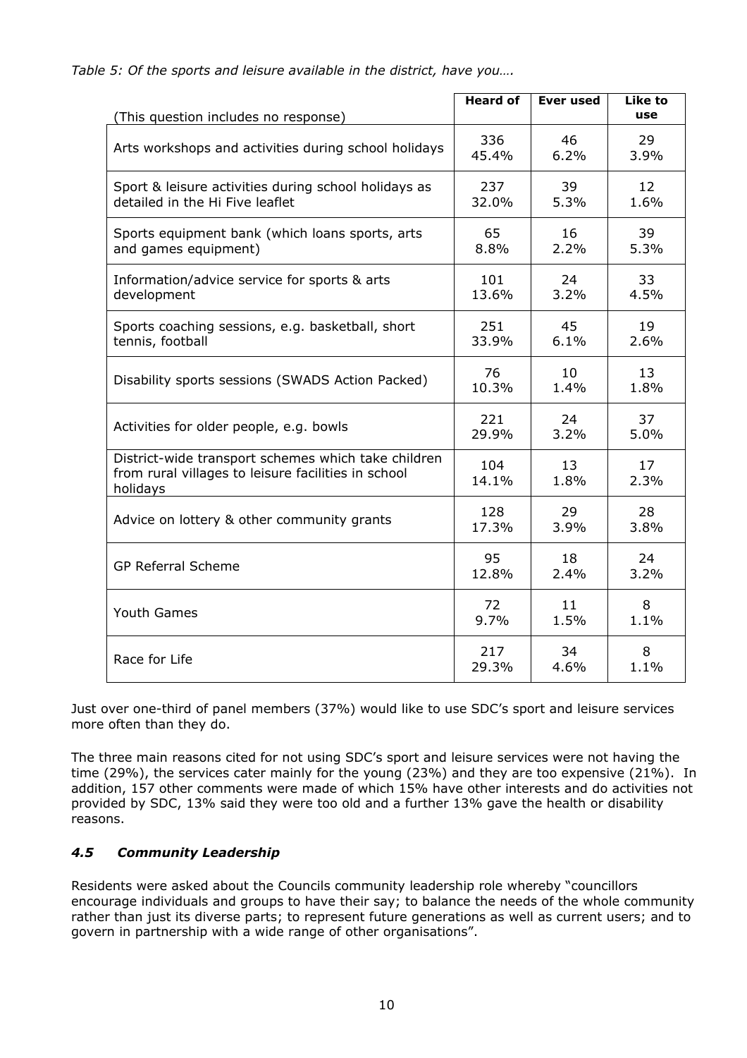*Table 5: Of the sports and leisure available in the district, have you….*

| (This question includes no response) | Heard of | Ever used | Like to use |
|---|---|---|---|
| Arts workshops and activities during school holidays | 336<br>45.4% | 46<br>6.2% | 29<br>3.9% |
| Sport & leisure activities during school holidays as detailed in the Hi Five leaflet | 237<br>32.0% | 39<br>5.3% | 12<br>1.6% |
| Sports equipment bank (which loans sports, arts and games equipment) | 65<br>8.8% | 16<br>2.2% | 39<br>5.3% |
| Information/advice service for sports & arts development | 101<br>13.6% | 24<br>3.2% | 33<br>4.5% |
| Sports coaching sessions, e.g. basketball, short tennis, football | 251<br>33.9% | 45<br>6.1% | 19<br>2.6% |
| Disability sports sessions (SWADS Action Packed) | 76<br>10.3% | 10<br>1.4% | 13<br>1.8% |
| Activities for older people, e.g. bowls | 221<br>29.9% | 24<br>3.2% | 37<br>5.0% |
| District-wide transport schemes which take children from rural villages to leisure facilities in school holidays | 104<br>14.1% | 13<br>1.8% | 17<br>2.3% |
| Advice on lottery & other community grants | 128<br>17.3% | 29<br>3.9% | 28<br>3.8% |
| GP Referral Scheme | 95<br>12.8% | 18<br>2.4% | 24<br>3.2% |
| Youth Games | 72<br>9.7% | 11<br>1.5% | 8<br>1.1% |
| Race for Life | 217<br>29.3% | 34<br>4.6% | 8<br>1.1% |

Just over one-third of panel members (37%) would like to use SDC's sport and leisure services more often than they do.

The three main reasons cited for not using SDC's sport and leisure services were not having the time (29%), the services cater mainly for the young (23%) and they are too expensive (21%). In addition, 157 other comments were made of which 15% have other interests and do activities not provided by SDC, 13% said they were too old and a further 13% gave the health or disability reasons.

### *4.5 Community Leadership*

Residents were asked about the Councils community leadership role whereby "councillors encourage individuals and groups to have their say; to balance the needs of the whole community rather than just its diverse parts; to represent future generations as well as current users; and to govern in partnership with a wide range of other organisations".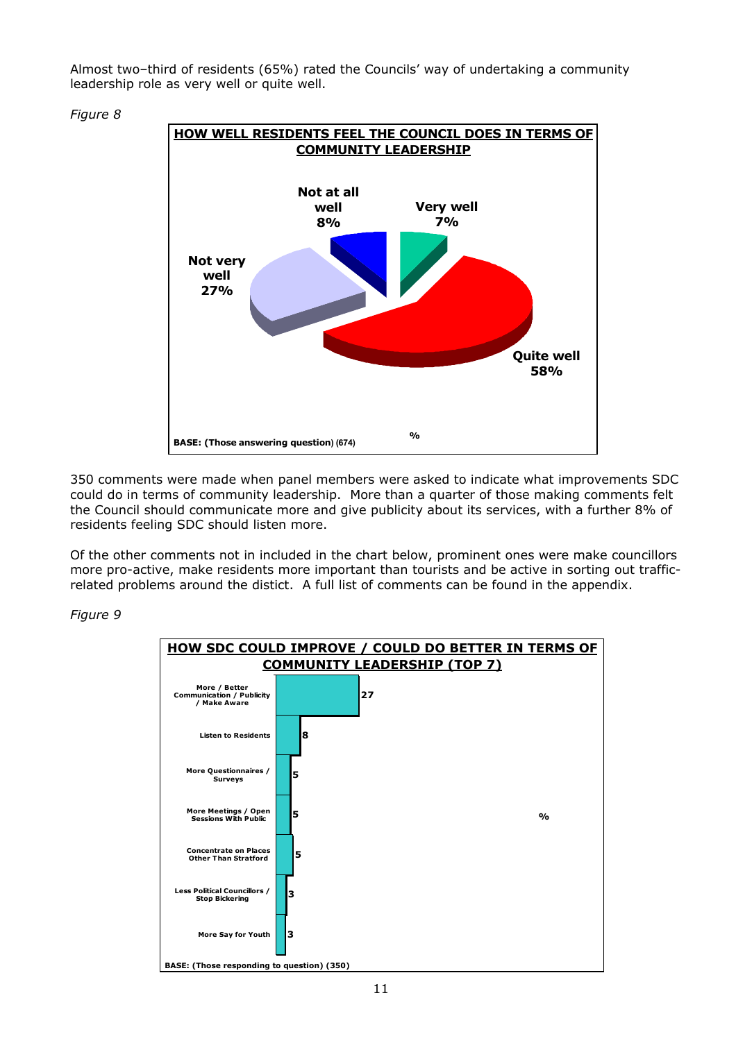Almost two–third of residents (65%) rated the Councils' way of undertaking a community leadership role as very well or quite well.

*Figure 8*

**HOW WELL RESIDENTS FEEL THE COUNCIL DOES IN TERMS OF COMMUNITY LEADERSHIP**

| Response | % |
|---|---|
| Very well | 7% |
| Quite well | 58% |
| Not very well | 27% |
| Not at all well | 8% |

BASE: (Those answering question) (674)

350 comments were made when panel members were asked to indicate what improvements SDC could do in terms of community leadership. More than a quarter of those making comments felt the Council should communicate more and give publicity about its services, with a further 8% of residents feeling SDC should listen more.

Of the other comments not in included in the chart below, prominent ones were make councillors more pro-active, make residents more important than tourists and be active in sorting out traffic-related problems around the distict. A full list of comments can be found in the appendix.

*Figure 9*

**HOW SDC COULD IMPROVE / COULD DO BETTER IN TERMS OF COMMUNITY LEADERSHIP (TOP 7)**

| Comment | % |
|---|---|
| More / Better Communication / Publicity / Make Aware | 27 |
| Listen to Residents | 8 |
| More Questionnaires / Surveys | 5 |
| More Meetings / Open Sessions With Public | 5 |
| Concentrate on Places Other Than Stratford | 5 |
| Less Political Councillors / Stop Bickering | 3 |
| More Say for Youth | 3 |

BASE: (Those responding to question) (350)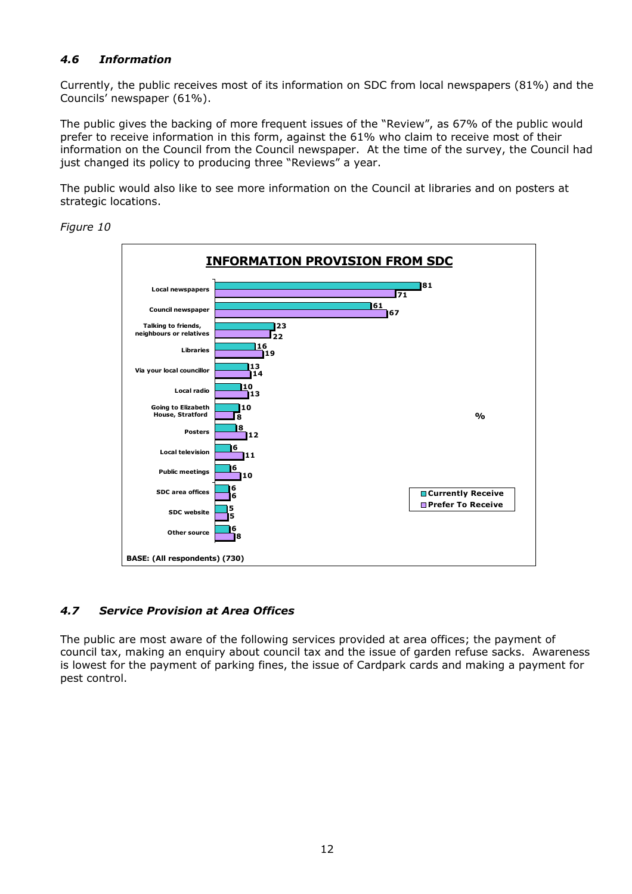### *4.6 Information*

Currently, the public receives most of its information on SDC from local newspapers (81%) and the Councils' newspaper (61%).

The public gives the backing of more frequent issues of the "Review", as 67% of the public would prefer to receive information in this form, against the 61% who claim to receive most of their information on the Council from the Council newspaper. At the time of the survey, the Council had just changed its policy to producing three "Reviews" a year.

The public would also like to see more information on the Council at libraries and on posters at strategic locations.

*Figure 10*

**INFORMATION PROVISION FROM SDC**

| Source | Currently Receive (%) | Prefer To Receive (%) |
|---|---|---|
| Local newspapers | 81 | 71 |
| Council newspaper | 61 | 67 |
| Talking to friends, neighbours or relatives | 23 | 22 |
| Libraries | 16 | 19 |
| Via your local councillor | 13 | 14 |
| Local radio | 10 | 13 |
| Going to Elizabeth House, Stratford | 10 | 8 |
| Posters | 8 | 12 |
| Local television | 6 | 11 |
| Public meetings | 6 | 10 |
| SDC area offices | 6 | 6 |
| SDC website | 5 | 5 |
| Other source | 6 | 8 |

BASE: (All respondents) (730)

### *4.7 Service Provision at Area Offices*

The public are most aware of the following services provided at area offices; the payment of council tax, making an enquiry about council tax and the issue of garden refuse sacks. Awareness is lowest for the payment of parking fines, the issue of Cardpark cards and making a payment for pest control.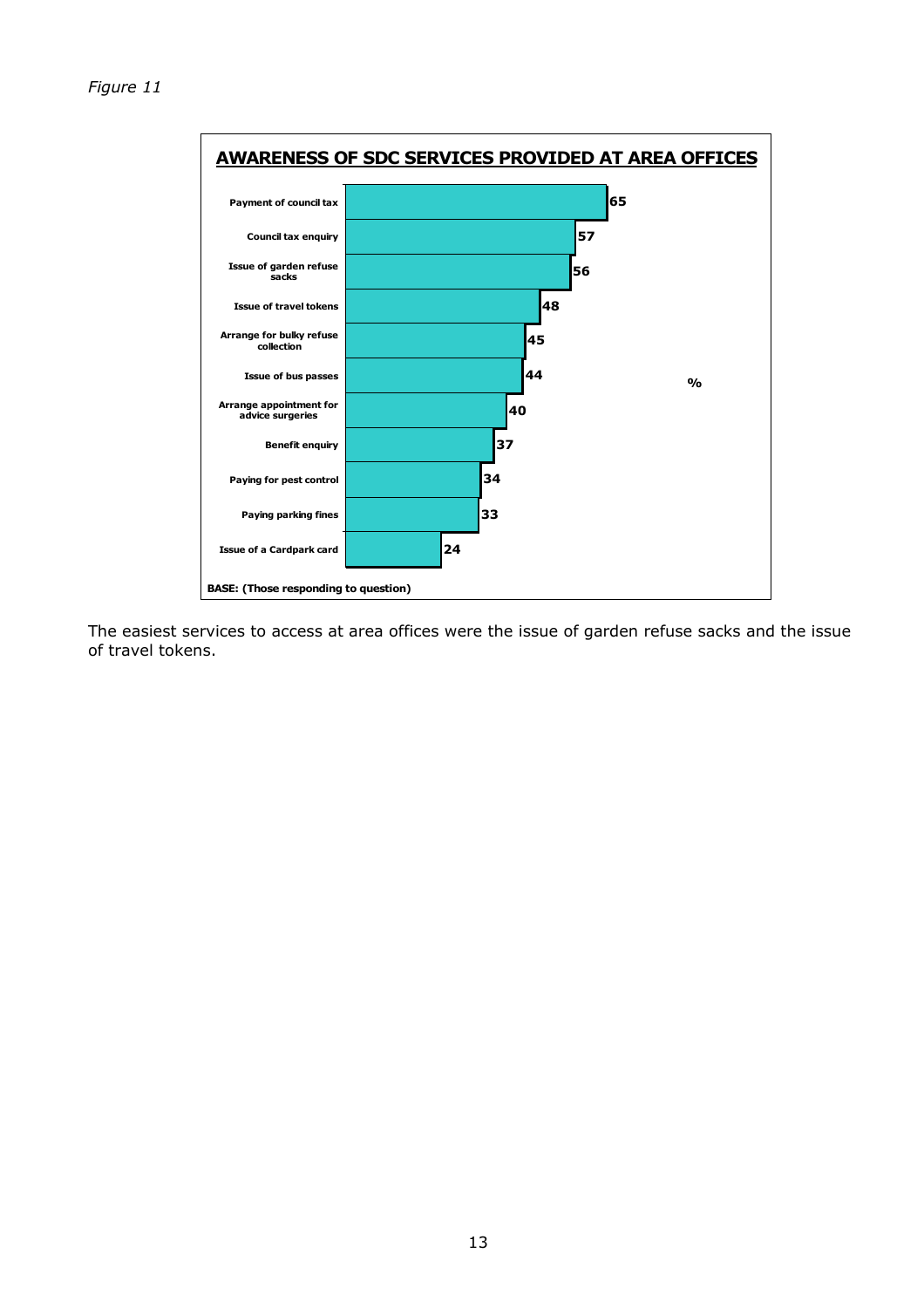*Figure 11*

**AWARENESS OF SDC SERVICES PROVIDED AT AREA OFFICES**

| Service | % |
|---|---|
| Payment of council tax | 65 |
| Council tax enquiry | 57 |
| Issue of garden refuse sacks | 56 |
| Issue of travel tokens | 48 |
| Arrange for bulky refuse collection | 45 |
| Issue of bus passes | 44 |
| Arrange appointment for advice surgeries | 40 |
| Benefit enquiry | 37 |
| Paying for pest control | 34 |
| Paying parking fines | 33 |
| Issue of a Cardpark card | 24 |

BASE: (Those responding to question)

The easiest services to access at area offices were the issue of garden refuse sacks and the issue of travel tokens.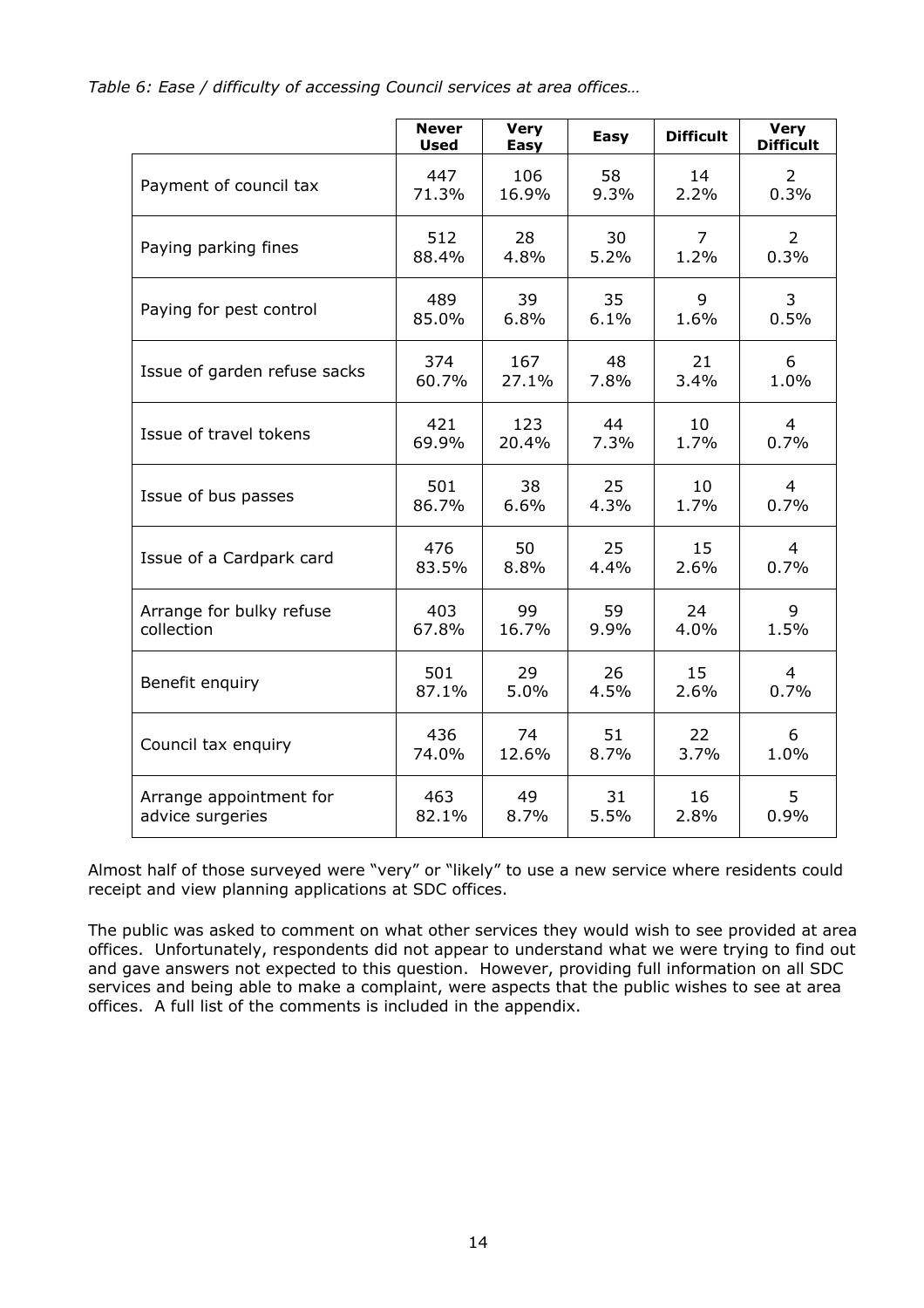*Table 6: Ease / difficulty of accessing Council services at area offices…*

| | Never Used | Very Easy | Easy | Difficult | Very Difficult |
|---|---|---|---|---|---|
| Payment of council tax | 447<br>71.3% | 106<br>16.9% | 58<br>9.3% | 14<br>2.2% | 2<br>0.3% |
| Paying parking fines | 512<br>88.4% | 28<br>4.8% | 30<br>5.2% | 7<br>1.2% | 2<br>0.3% |
| Paying for pest control | 489<br>85.0% | 39<br>6.8% | 35<br>6.1% | 9<br>1.6% | 3<br>0.5% |
| Issue of garden refuse sacks | 374<br>60.7% | 167<br>27.1% | 48<br>7.8% | 21<br>3.4% | 6<br>1.0% |
| Issue of travel tokens | 421<br>69.9% | 123<br>20.4% | 44<br>7.3% | 10<br>1.7% | 4<br>0.7% |
| Issue of bus passes | 501<br>86.7% | 38<br>6.6% | 25<br>4.3% | 10<br>1.7% | 4<br>0.7% |
| Issue of a Cardpark card | 476<br>83.5% | 50<br>8.8% | 25<br>4.4% | 15<br>2.6% | 4<br>0.7% |
| Arrange for bulky refuse collection | 403<br>67.8% | 99<br>16.7% | 59<br>9.9% | 24<br>4.0% | 9<br>1.5% |
| Benefit enquiry | 501<br>87.1% | 29<br>5.0% | 26<br>4.5% | 15<br>2.6% | 4<br>0.7% |
| Council tax enquiry | 436<br>74.0% | 74<br>12.6% | 51<br>8.7% | 22<br>3.7% | 6<br>1.0% |
| Arrange appointment for advice surgeries | 463<br>82.1% | 49<br>8.7% | 31<br>5.5% | 16<br>2.8% | 5<br>0.9% |

Almost half of those surveyed were "very" or "likely" to use a new service where residents could receipt and view planning applications at SDC offices.

The public was asked to comment on what other services they would wish to see provided at area offices. Unfortunately, respondents did not appear to understand what we were trying to find out and gave answers not expected to this question. However, providing full information on all SDC services and being able to make a complaint, were aspects that the public wishes to see at area offices. A full list of the comments is included in the appendix.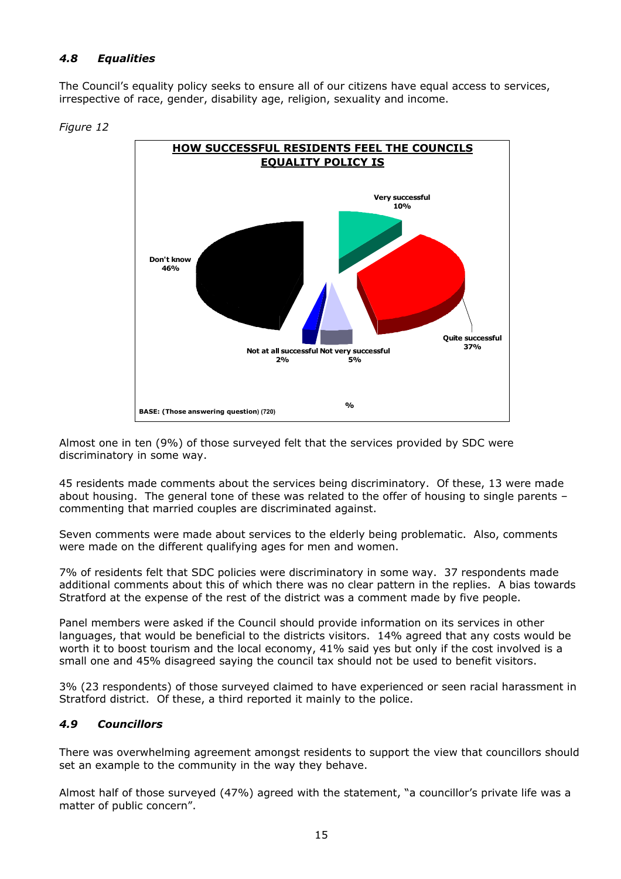### *4.8 Equalities*

The Council's equality policy seeks to ensure all of our citizens have equal access to services, irrespective of race, gender, disability age, religion, sexuality and income.

*Figure 12*

**HOW SUCCESSFUL RESIDENTS FEEL THE COUNCILS EQUALITY POLICY IS**

Very successful 10%

Quite successful 37%

Not very successful 5%

Not at all successful 2%

Don't know 46%

%

BASE: (Those answering question) (720)

Almost one in ten (9%) of those surveyed felt that the services provided by SDC were discriminatory in some way.

45 residents made comments about the services being discriminatory. Of these, 13 were made about housing. The general tone of these was related to the offer of housing to single parents – commenting that married couples are discriminated against.

Seven comments were made about services to the elderly being problematic. Also, comments were made on the different qualifying ages for men and women.

7% of residents felt that SDC policies were discriminatory in some way. 37 respondents made additional comments about this of which there was no clear pattern in the replies. A bias towards Stratford at the expense of the rest of the district was a comment made by five people.

Panel members were asked if the Council should provide information on its services in other languages, that would be beneficial to the districts visitors. 14% agreed that any costs would be worth it to boost tourism and the local economy, 41% said yes but only if the cost involved is a small one and 45% disagreed saying the council tax should not be used to benefit visitors.

3% (23 respondents) of those surveyed claimed to have experienced or seen racial harassment in Stratford district. Of these, a third reported it mainly to the police.

### *4.9 Councillors*

There was overwhelming agreement amongst residents to support the view that councillors should set an example to the community in the way they behave.

Almost half of those surveyed (47%) agreed with the statement, "a councillor's private life was a matter of public concern".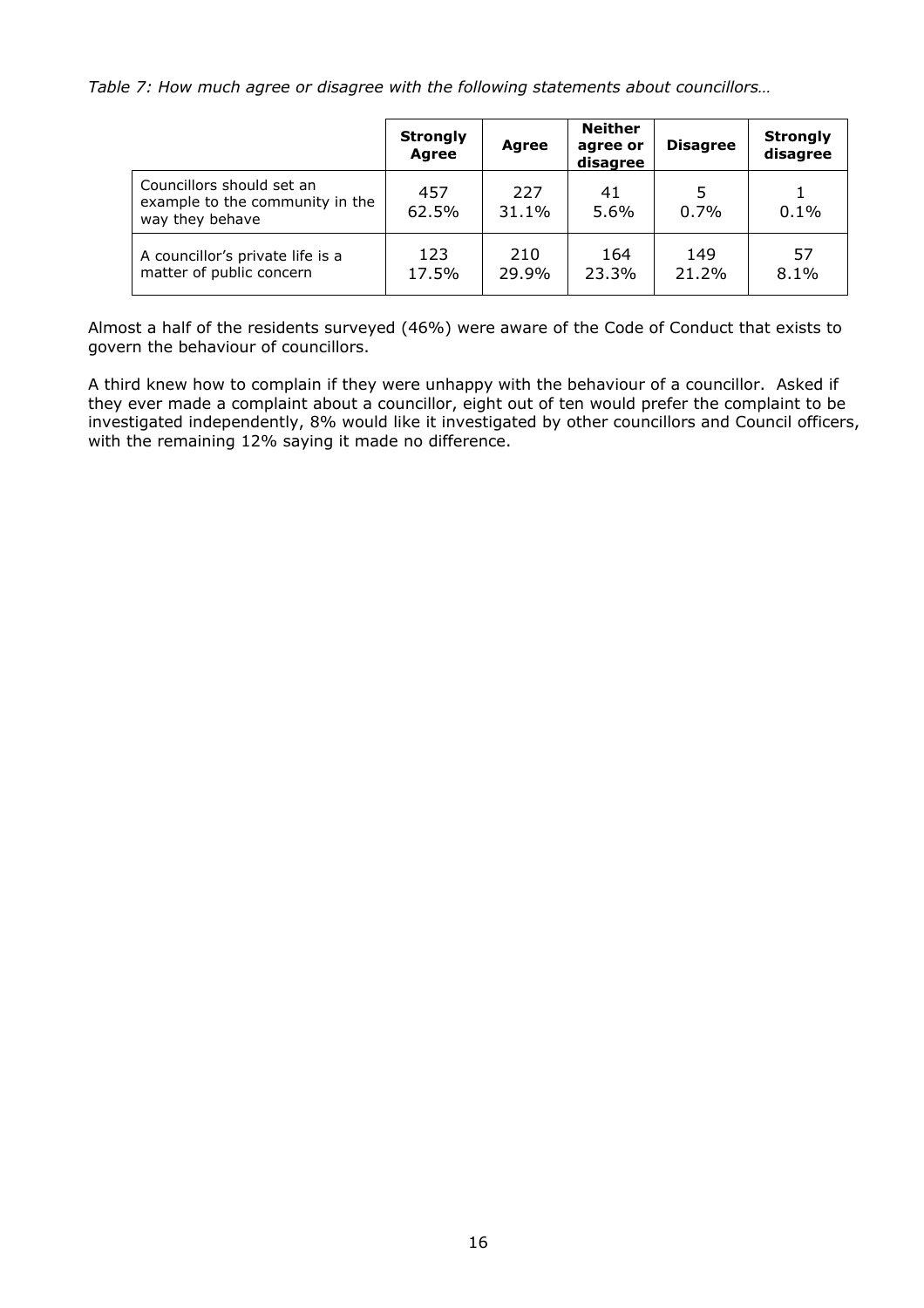*Table 7: How much agree or disagree with the following statements about councillors…*

| | **Strongly Agree** | **Agree** | **Neither agree or disagree** | **Disagree** | **Strongly disagree** |
|---|---|---|---|---|---|
| Councillors should set an example to the community in the way they behave | 457<br>62.5% | 227<br>31.1% | 41<br>5.6% | 5<br>0.7% | 1<br>0.1% |
| A councillor's private life is a matter of public concern | 123<br>17.5% | 210<br>29.9% | 164<br>23.3% | 149<br>21.2% | 57<br>8.1% |

Almost a half of the residents surveyed (46%) were aware of the Code of Conduct that exists to govern the behaviour of councillors.

A third knew how to complain if they were unhappy with the behaviour of a councillor. Asked if they ever made a complaint about a councillor, eight out of ten would prefer the complaint to be investigated independently, 8% would like it investigated by other councillors and Council officers, with the remaining 12% saying it made no difference.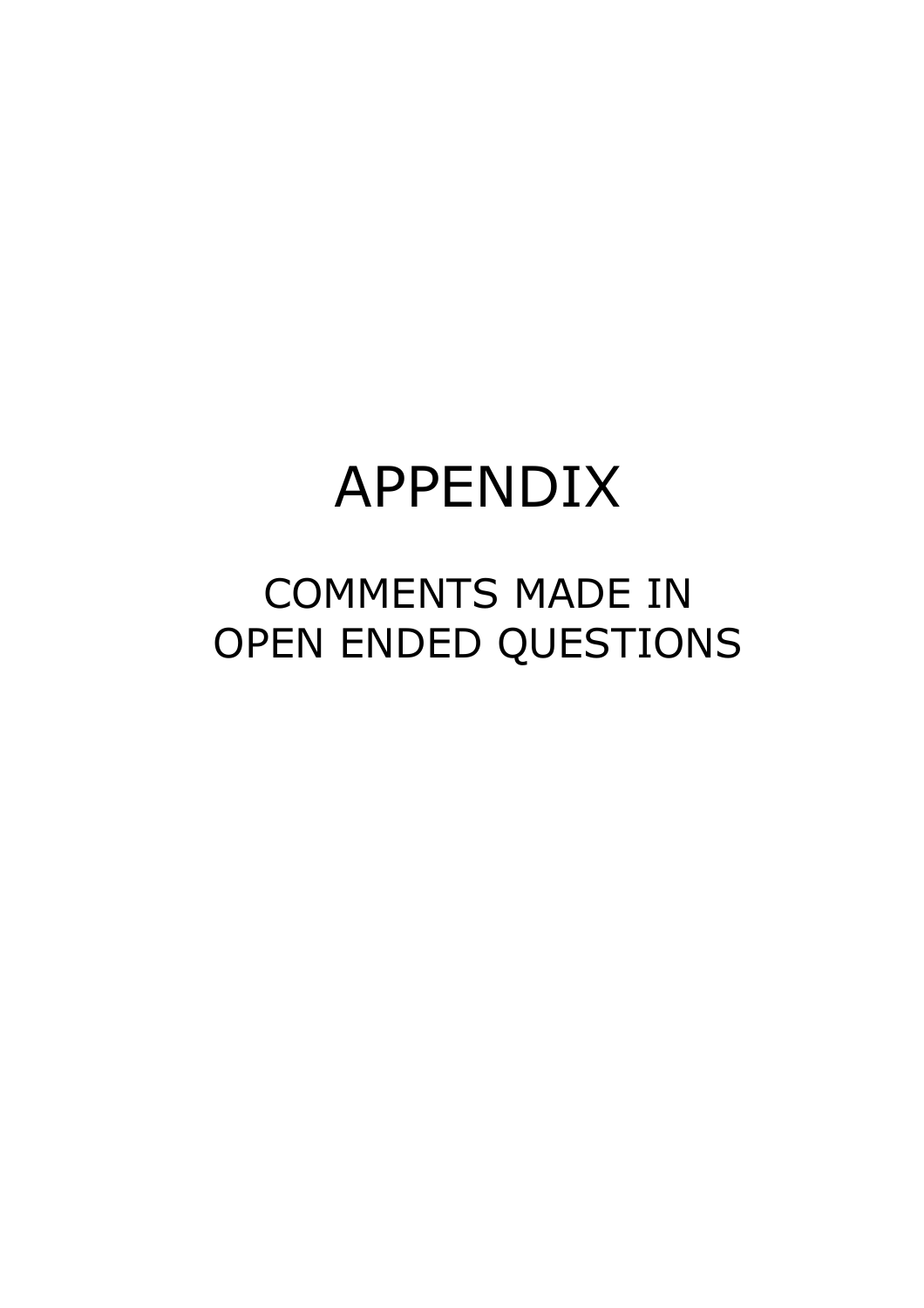# APPENDIX

## COMMENTS MADE IN OPEN ENDED QUESTIONS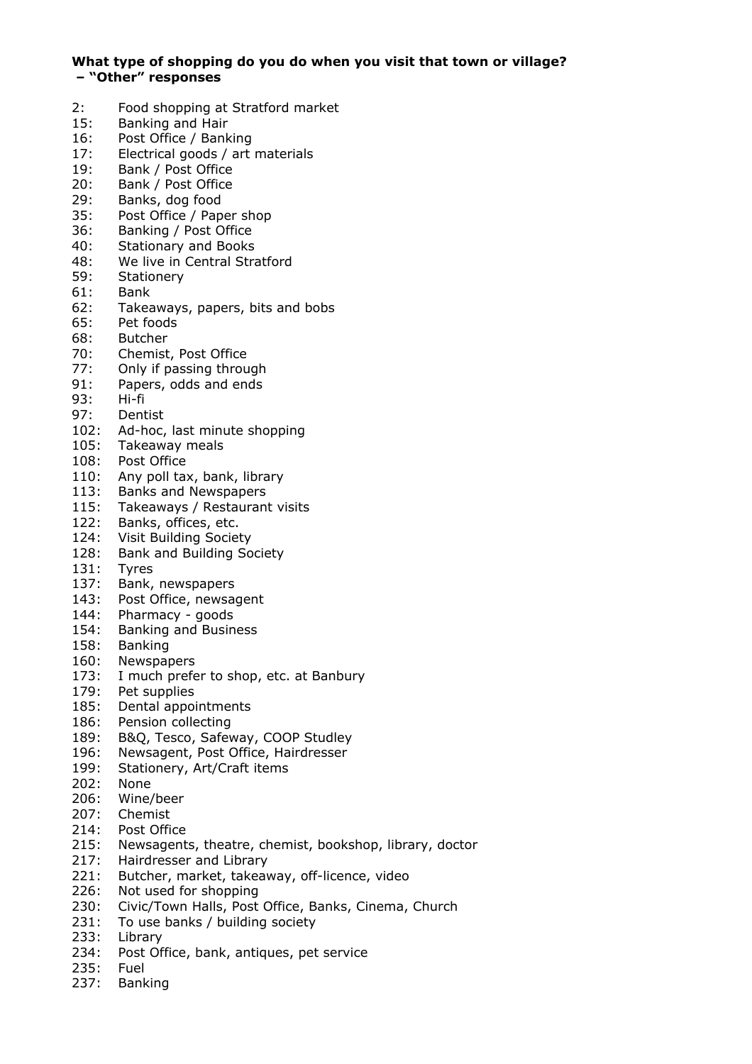**What type of shopping do you do when you visit that town or village? – "Other" responses**

2: Food shopping at Stratford market
15: Banking and Hair
16: Post Office / Banking
17: Electrical goods / art materials
19: Bank / Post Office
20: Bank / Post Office
29: Banks, dog food
35: Post Office / Paper shop
36: Banking / Post Office
40: Stationary and Books
48: We live in Central Stratford
59: Stationery
61: Bank
62: Takeaways, papers, bits and bobs
65: Pet foods
68: Butcher
70: Chemist, Post Office
77: Only if passing through
91: Papers, odds and ends
93: Hi-fi
97: Dentist
102: Ad-hoc, last minute shopping
105: Takeaway meals
108: Post Office
110: Any poll tax, bank, library
113: Banks and Newspapers
115: Takeaways / Restaurant visits
122: Banks, offices, etc.
124: Visit Building Society
128: Bank and Building Society
131: Tyres
137: Bank, newspapers
143: Post Office, newsagent
144: Pharmacy - goods
154: Banking and Business
158: Banking
160: Newspapers
173: I much prefer to shop, etc. at Banbury
179: Pet supplies
185: Dental appointments
186: Pension collecting
189: B&Q, Tesco, Safeway, COOP Studley
196: Newsagent, Post Office, Hairdresser
199: Stationery, Art/Craft items
202: None
206: Wine/beer
207: Chemist
214: Post Office
215: Newsagents, theatre, chemist, bookshop, library, doctor
217: Hairdresser and Library
221: Butcher, market, takeaway, off-licence, video
226: Not used for shopping
230: Civic/Town Halls, Post Office, Banks, Cinema, Church
231: To use banks / building society
233: Library
234: Post Office, bank, antiques, pet service
235: Fuel
237: Banking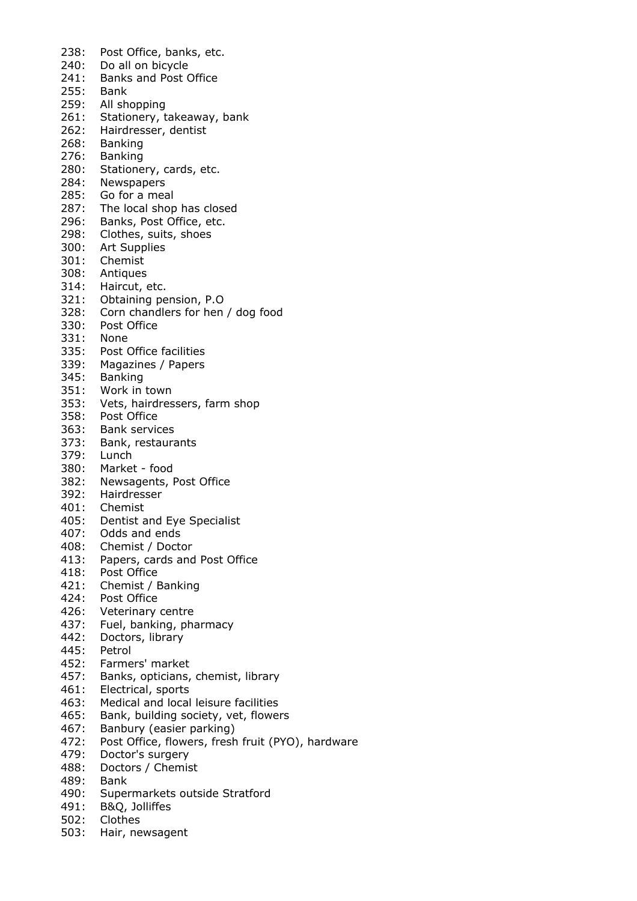238: Post Office, banks, etc.
240: Do all on bicycle
241: Banks and Post Office
255: Bank
259: All shopping
261: Stationery, takeaway, bank
262: Hairdresser, dentist
268: Banking
276: Banking
280: Stationery, cards, etc.
284: Newspapers
285: Go for a meal
287: The local shop has closed
296: Banks, Post Office, etc.
298: Clothes, suits, shoes
300: Art Supplies
301: Chemist
308: Antiques
314: Haircut, etc.
321: Obtaining pension, P.O
328: Corn chandlers for hen / dog food
330: Post Office
331: None
335: Post Office facilities
339: Magazines / Papers
345: Banking
351: Work in town
353: Vets, hairdressers, farm shop
358: Post Office
363: Bank services
373: Bank, restaurants
379: Lunch
380: Market - food
382: Newsagents, Post Office
392: Hairdresser
401: Chemist
405: Dentist and Eye Specialist
407: Odds and ends
408: Chemist / Doctor
413: Papers, cards and Post Office
418: Post Office
421: Chemist / Banking
424: Post Office
426: Veterinary centre
437: Fuel, banking, pharmacy
442: Doctors, library
445: Petrol
452: Farmers' market
457: Banks, opticians, chemist, library
461: Electrical, sports
463: Medical and local leisure facilities
465: Bank, building society, vet, flowers
467: Banbury (easier parking)
472: Post Office, flowers, fresh fruit (PYO), hardware
479: Doctor's surgery
488: Doctors / Chemist
489: Bank
490: Supermarkets outside Stratford
491: B&Q, Jolliffes
502: Clothes
503: Hair, newsagent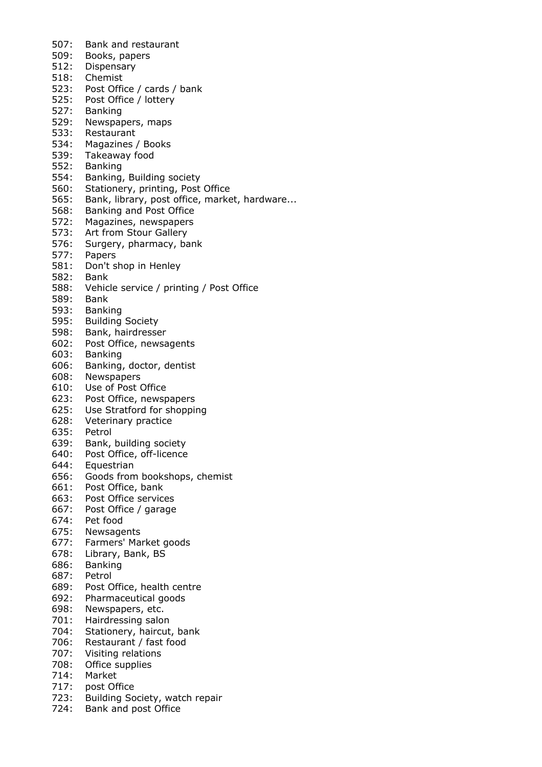507: Bank and restaurant
509: Books, papers
512: Dispensary
518: Chemist
523: Post Office / cards / bank
525: Post Office / lottery
527: Banking
529: Newspapers, maps
533: Restaurant
534: Magazines / Books
539: Takeaway food
552: Banking
554: Banking, Building society
560: Stationery, printing, Post Office
565: Bank, library, post office, market, hardware...
568: Banking and Post Office
572: Magazines, newspapers
573: Art from Stour Gallery
576: Surgery, pharmacy, bank
577: Papers
581: Don't shop in Henley
582: Bank
588: Vehicle service / printing / Post Office
589: Bank
593: Banking
595: Building Society
598: Bank, hairdresser
602: Post Office, newsagents
603: Banking
606: Banking, doctor, dentist
608: Newspapers
610: Use of Post Office
623: Post Office, newspapers
625: Use Stratford for shopping
628: Veterinary practice
635: Petrol
639: Bank, building society
640: Post Office, off-licence
644: Equestrian
656: Goods from bookshops, chemist
661: Post Office, bank
663: Post Office services
667: Post Office / garage
674: Pet food
675: Newsagents
677: Farmers' Market goods
678: Library, Bank, BS
686: Banking
687: Petrol
689: Post Office, health centre
692: Pharmaceutical goods
698: Newspapers, etc.
701: Hairdressing salon
704: Stationery, haircut, bank
706: Restaurant / fast food
707: Visiting relations
708: Office supplies
714: Market
717: post Office
723: Building Society, watch repair
724: Bank and post Office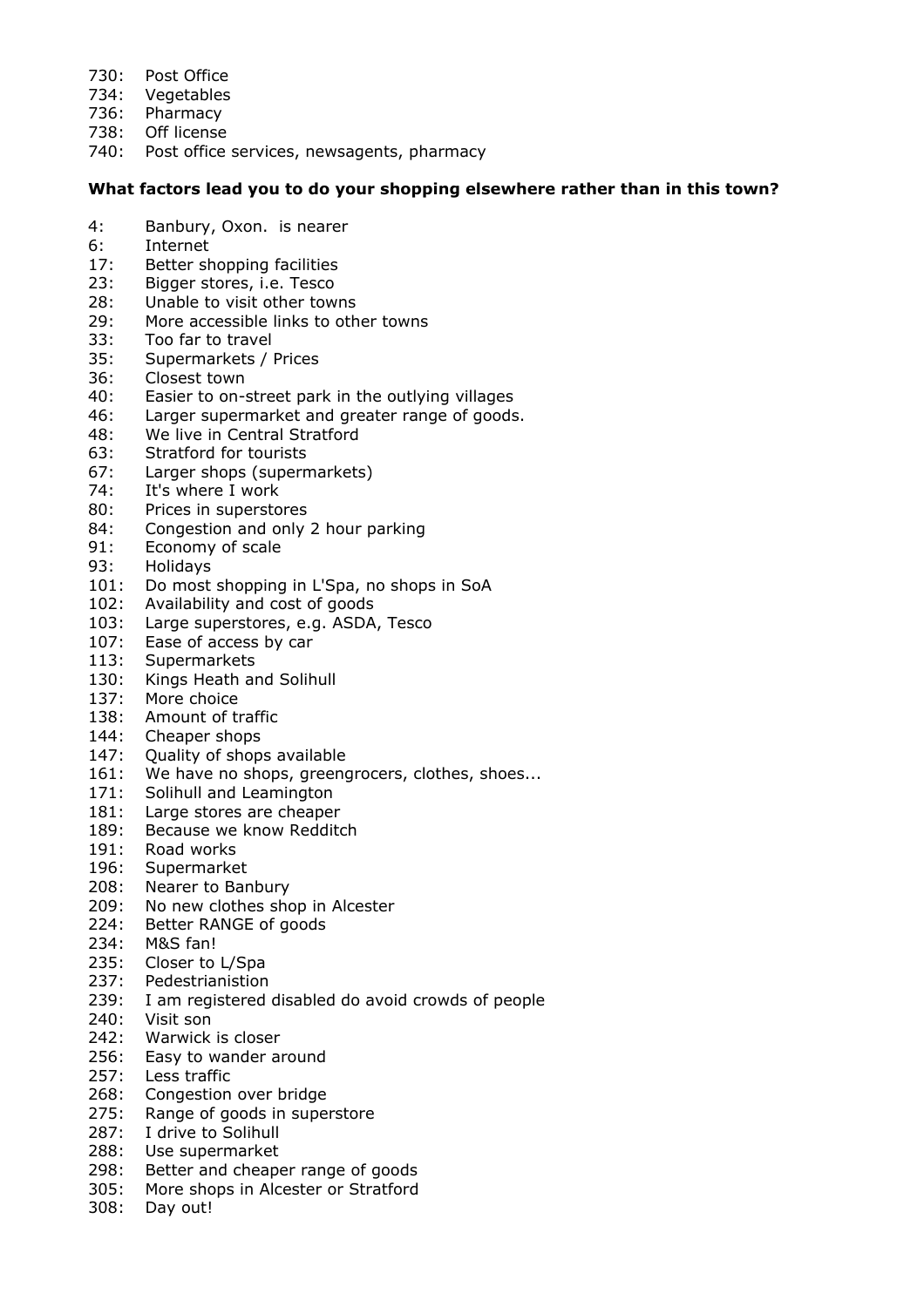730: Post Office
734: Vegetables
736: Pharmacy
738: Off license
740: Post office services, newsagents, pharmacy

**What factors lead you to do your shopping elsewhere rather than in this town?**

4: Banbury, Oxon. is nearer
6: Internet
17: Better shopping facilities
23: Bigger stores, i.e. Tesco
28: Unable to visit other towns
29: More accessible links to other towns
33: Too far to travel
35: Supermarkets / Prices
36: Closest town
40: Easier to on-street park in the outlying villages
46: Larger supermarket and greater range of goods.
48: We live in Central Stratford
63: Stratford for tourists
67: Larger shops (supermarkets)
74: It's where I work
80: Prices in superstores
84: Congestion and only 2 hour parking
91: Economy of scale
93: Holidays
101: Do most shopping in L'Spa, no shops in SoA
102: Availability and cost of goods
103: Large superstores, e.g. ASDA, Tesco
107: Ease of access by car
113: Supermarkets
130: Kings Heath and Solihull
137: More choice
138: Amount of traffic
144: Cheaper shops
147: Quality of shops available
161: We have no shops, greengrocers, clothes, shoes...
171: Solihull and Leamington
181: Large stores are cheaper
189: Because we know Redditch
191: Road works
196: Supermarket
208: Nearer to Banbury
209: No new clothes shop in Alcester
224: Better RANGE of goods
234: M&S fan!
235: Closer to L/Spa
237: Pedestrianistion
239: I am registered disabled do avoid crowds of people
240: Visit son
242: Warwick is closer
256: Easy to wander around
257: Less traffic
268: Congestion over bridge
275: Range of goods in superstore
287: I drive to Solihull
288: Use supermarket
298: Better and cheaper range of goods
305: More shops in Alcester or Stratford
308: Day out!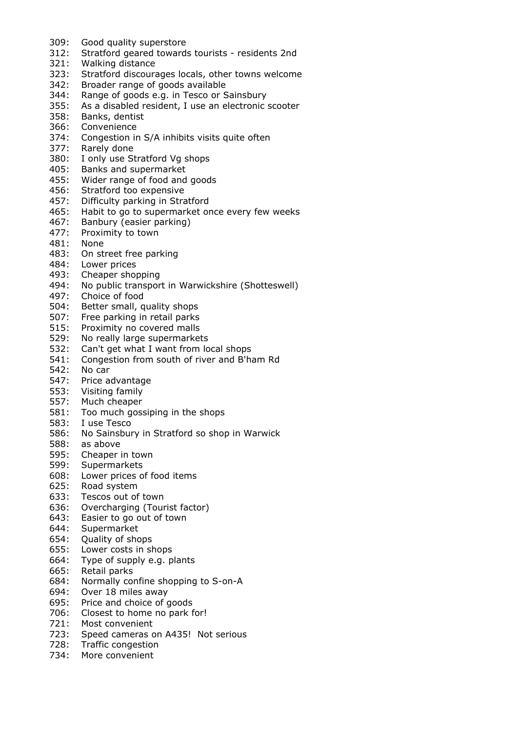309: Good quality superstore
312: Stratford geared towards tourists - residents 2nd
321: Walking distance
323: Stratford discourages locals, other towns welcome
342: Broader range of goods available
344: Range of goods e.g. in Tesco or Sainsbury
355: As a disabled resident, I use an electronic scooter
358: Banks, dentist
366: Convenience
374: Congestion in S/A inhibits visits quite often
377: Rarely done
380: I only use Stratford Vg shops
405: Banks and supermarket
455: Wider range of food and goods
456: Stratford too expensive
457: Difficulty parking in Stratford
465: Habit to go to supermarket once every few weeks
467: Banbury (easier parking)
477: Proximity to town
481: None
483: On street free parking
484: Lower prices
493: Cheaper shopping
494: No public transport in Warwickshire (Shotteswell)
497: Choice of food
504: Better small, quality shops
507: Free parking in retail parks
515: Proximity no covered malls
529: No really large supermarkets
532: Can't get what I want from local shops
541: Congestion from south of river and B'ham Rd
542: No car
547: Price advantage
553: Visiting family
557: Much cheaper
581: Too much gossiping in the shops
583: I use Tesco
586: No Sainsbury in Stratford so shop in Warwick
588: as above
595: Cheaper in town
599: Supermarkets
608: Lower prices of food items
625: Road system
633: Tescos out of town
636: Overcharging (Tourist factor)
643: Easier to go out of town
644: Supermarket
654: Quality of shops
655: Lower costs in shops
664: Type of supply e.g. plants
665: Retail parks
684: Normally confine shopping to S-on-A
694: Over 18 miles away
695: Price and choice of goods
706: Closest to home no park for!
721: Most convenient
723: Speed cameras on A435! Not serious
728: Traffic congestion
734: More convenient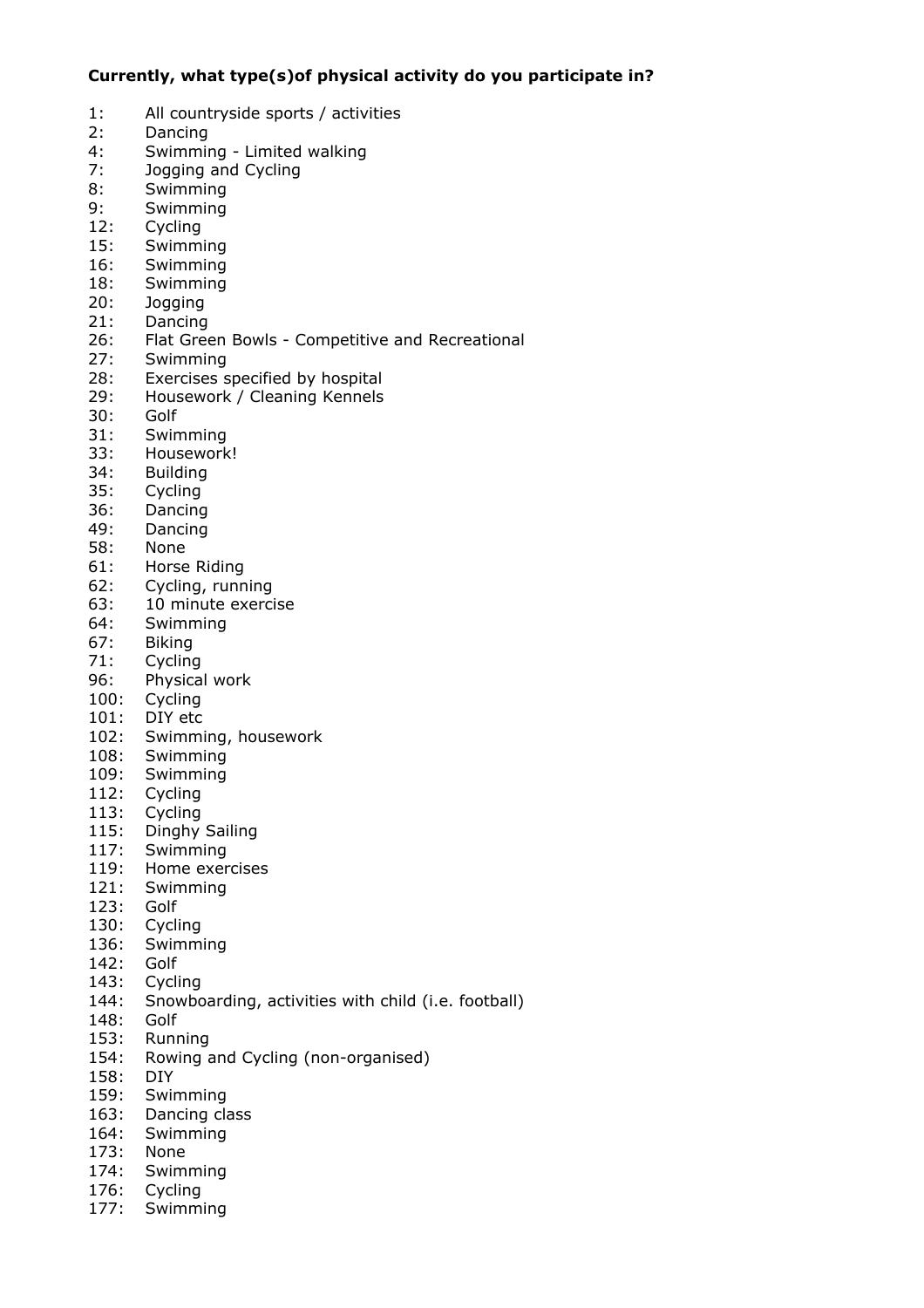**Currently, what type(s)of physical activity do you participate in?**

1: All countryside sports / activities
2: Dancing
4: Swimming - Limited walking
7: Jogging and Cycling
8: Swimming
9: Swimming
12: Cycling
15: Swimming
16: Swimming
18: Swimming
20: Jogging
21: Dancing
26: Flat Green Bowls - Competitive and Recreational
27: Swimming
28: Exercises specified by hospital
29: Housework / Cleaning Kennels
30: Golf
31: Swimming
33: Housework!
34: Building
35: Cycling
36: Dancing
49: Dancing
58: None
61: Horse Riding
62: Cycling, running
63: 10 minute exercise
64: Swimming
67: Biking
71: Cycling
96: Physical work
100: Cycling
101: DIY etc
102: Swimming, housework
108: Swimming
109: Swimming
112: Cycling
113: Cycling
115: Dinghy Sailing
117: Swimming
119: Home exercises
121: Swimming
123: Golf
130: Cycling
136: Swimming
142: Golf
143: Cycling
144: Snowboarding, activities with child (i.e. football)
148: Golf
153: Running
154: Rowing and Cycling (non-organised)
158: DIY
159: Swimming
163: Dancing class
164: Swimming
173: None
174: Swimming
176: Cycling
177: Swimming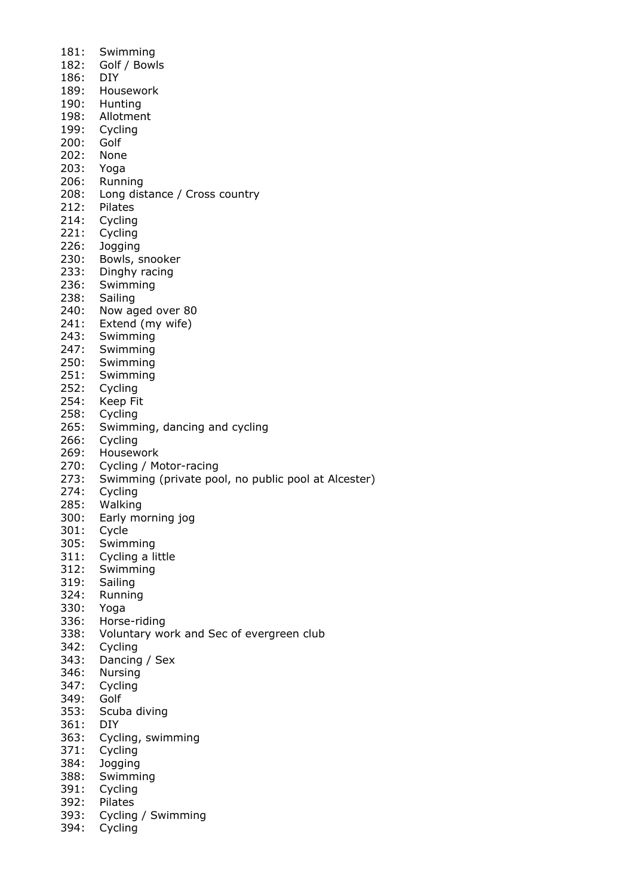181: Swimming
182: Golf / Bowls
186: DIY
189: Housework
190: Hunting
198: Allotment
199: Cycling
200: Golf
202: None
203: Yoga
206: Running
208: Long distance / Cross country
212: Pilates
214: Cycling
221: Cycling
226: Jogging
230: Bowls, snooker
233: Dinghy racing
236: Swimming
238: Sailing
240: Now aged over 80
241: Extend (my wife)
243: Swimming
247: Swimming
250: Swimming
251: Swimming
252: Cycling
254: Keep Fit
258: Cycling
265: Swimming, dancing and cycling
266: Cycling
269: Housework
270: Cycling / Motor-racing
273: Swimming (private pool, no public pool at Alcester)
274: Cycling
285: Walking
300: Early morning jog
301: Cycle
305: Swimming
311: Cycling a little
312: Swimming
319: Sailing
324: Running
330: Yoga
336: Horse-riding
338: Voluntary work and Sec of evergreen club
342: Cycling
343: Dancing / Sex
346: Nursing
347: Cycling
349: Golf
353: Scuba diving
361: DIY
363: Cycling, swimming
371: Cycling
384: Jogging
388: Swimming
391: Cycling
392: Pilates
393: Cycling / Swimming
394: Cycling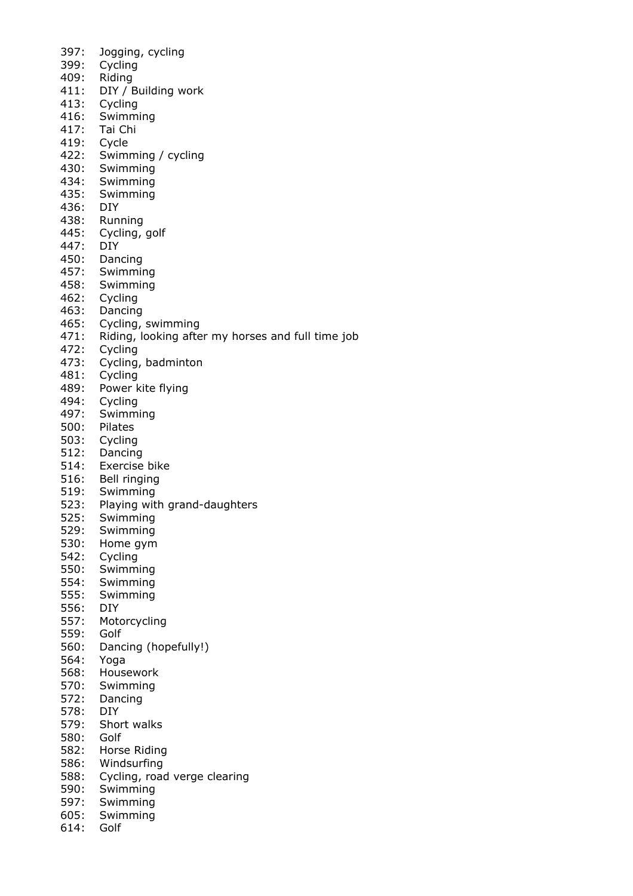397: Jogging, cycling
399: Cycling
409: Riding
411: DIY / Building work
413: Cycling
416: Swimming
417: Tai Chi
419: Cycle
422: Swimming / cycling
430: Swimming
434: Swimming
435: Swimming
436: DIY
438: Running
445: Cycling, golf
447: DIY
450: Dancing
457: Swimming
458: Swimming
462: Cycling
463: Dancing
465: Cycling, swimming
471: Riding, looking after my horses and full time job
472: Cycling
473: Cycling, badminton
481: Cycling
489: Power kite flying
494: Cycling
497: Swimming
500: Pilates
503: Cycling
512: Dancing
514: Exercise bike
516: Bell ringing
519: Swimming
523: Playing with grand-daughters
525: Swimming
529: Swimming
530: Home gym
542: Cycling
550: Swimming
554: Swimming
555: Swimming
556: DIY
557: Motorcycling
559: Golf
560: Dancing (hopefully!)
564: Yoga
568: Housework
570: Swimming
572: Dancing
578: DIY
579: Short walks
580: Golf
582: Horse Riding
586: Windsurfing
588: Cycling, road verge clearing
590: Swimming
597: Swimming
605: Swimming
614: Golf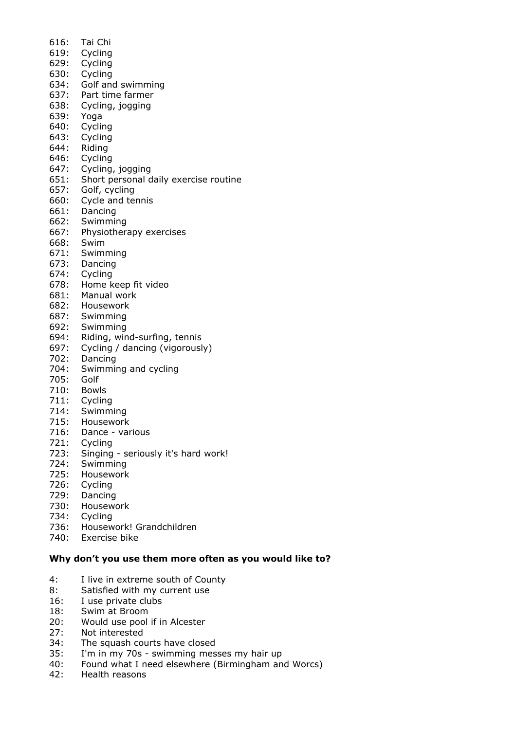616: Tai Chi
619: Cycling
629: Cycling
630: Cycling
634: Golf and swimming
637: Part time farmer
638: Cycling, jogging
639: Yoga
640: Cycling
643: Cycling
644: Riding
646: Cycling
647: Cycling, jogging
651: Short personal daily exercise routine
657: Golf, cycling
660: Cycle and tennis
661: Dancing
662: Swimming
667: Physiotherapy exercises
668: Swim
671: Swimming
673: Dancing
674: Cycling
678: Home keep fit video
681: Manual work
682: Housework
687: Swimming
692: Swimming
694: Riding, wind-surfing, tennis
697: Cycling / dancing (vigorously)
702: Dancing
704: Swimming and cycling
705: Golf
710: Bowls
711: Cycling
714: Swimming
715: Housework
716: Dance - various
721: Cycling
723: Singing - seriously it's hard work!
724: Swimming
725: Housework
726: Cycling
729: Dancing
730: Housework
734: Cycling
736: Housework! Grandchildren
740: Exercise bike

**Why don't you use them more often as you would like to?**

4: I live in extreme south of County
8: Satisfied with my current use
16: I use private clubs
18: Swim at Broom
20: Would use pool if in Alcester
27: Not interested
34: The squash courts have closed
35: I'm in my 70s - swimming messes my hair up
40: Found what I need elsewhere (Birmingham and Worcs)
42: Health reasons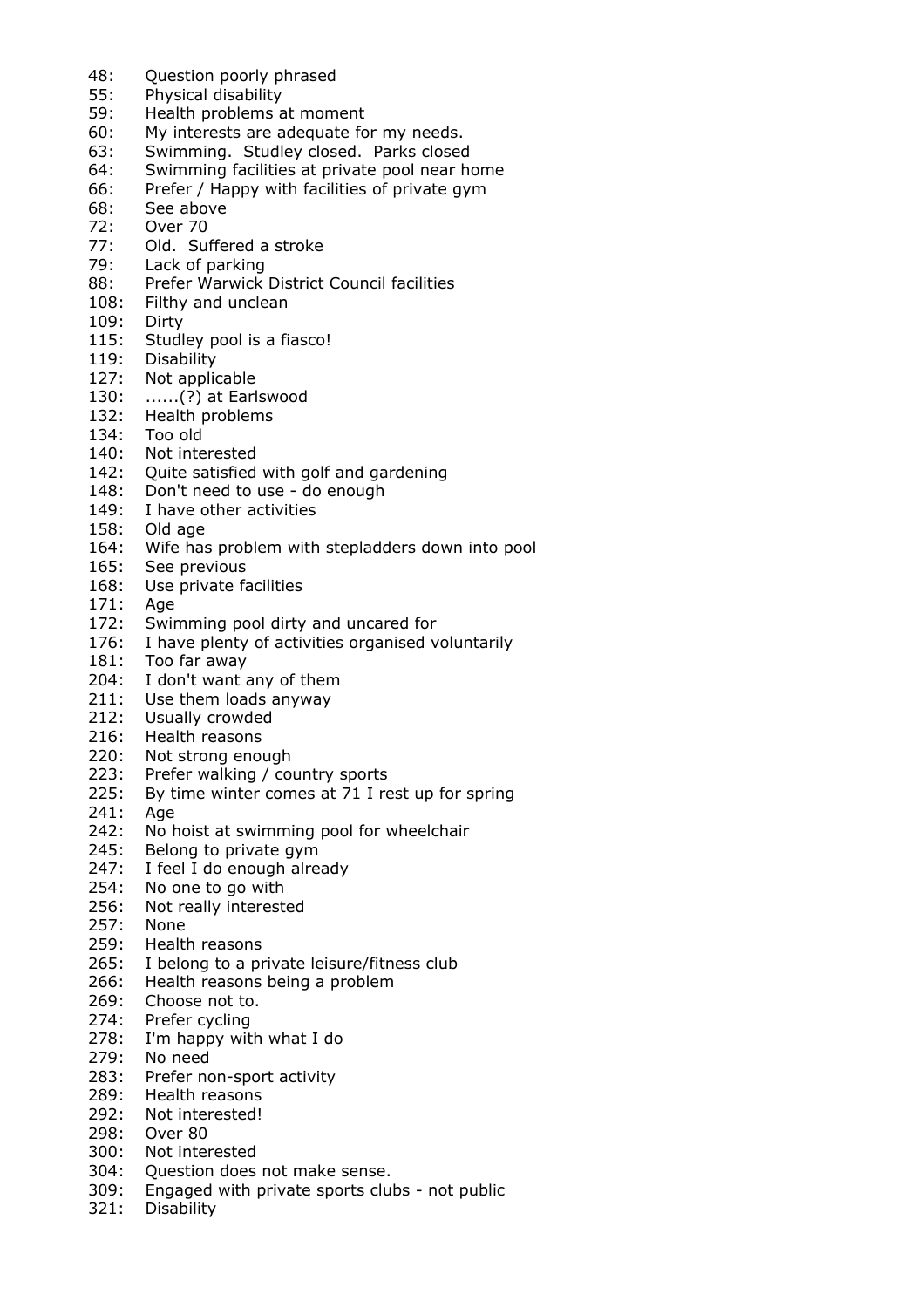48: Question poorly phrased
55: Physical disability
59: Health problems at moment
60: My interests are adequate for my needs.
63: Swimming. Studley closed. Parks closed
64: Swimming facilities at private pool near home
66: Prefer / Happy with facilities of private gym
68: See above
72: Over 70
77: Old. Suffered a stroke
79: Lack of parking
88: Prefer Warwick District Council facilities
108: Filthy and unclean
109: Dirty
115: Studley pool is a fiasco!
119: Disability
127: Not applicable
130: ......(?) at Earlswood
132: Health problems
134: Too old
140: Not interested
142: Quite satisfied with golf and gardening
148: Don't need to use - do enough
149: I have other activities
158: Old age
164: Wife has problem with stepladders down into pool
165: See previous
168: Use private facilities
171: Age
172: Swimming pool dirty and uncared for
176: I have plenty of activities organised voluntarily
181: Too far away
204: I don't want any of them
211: Use them loads anyway
212: Usually crowded
216: Health reasons
220: Not strong enough
223: Prefer walking / country sports
225: By time winter comes at 71 I rest up for spring
241: Age
242: No hoist at swimming pool for wheelchair
245: Belong to private gym
247: I feel I do enough already
254: No one to go with
256: Not really interested
257: None
259: Health reasons
265: I belong to a private leisure/fitness club
266: Health reasons being a problem
269: Choose not to.
274: Prefer cycling
278: I'm happy with what I do
279: No need
283: Prefer non-sport activity
289: Health reasons
292: Not interested!
298: Over 80
300: Not interested
304: Question does not make sense.
309: Engaged with private sports clubs - not public
321: Disability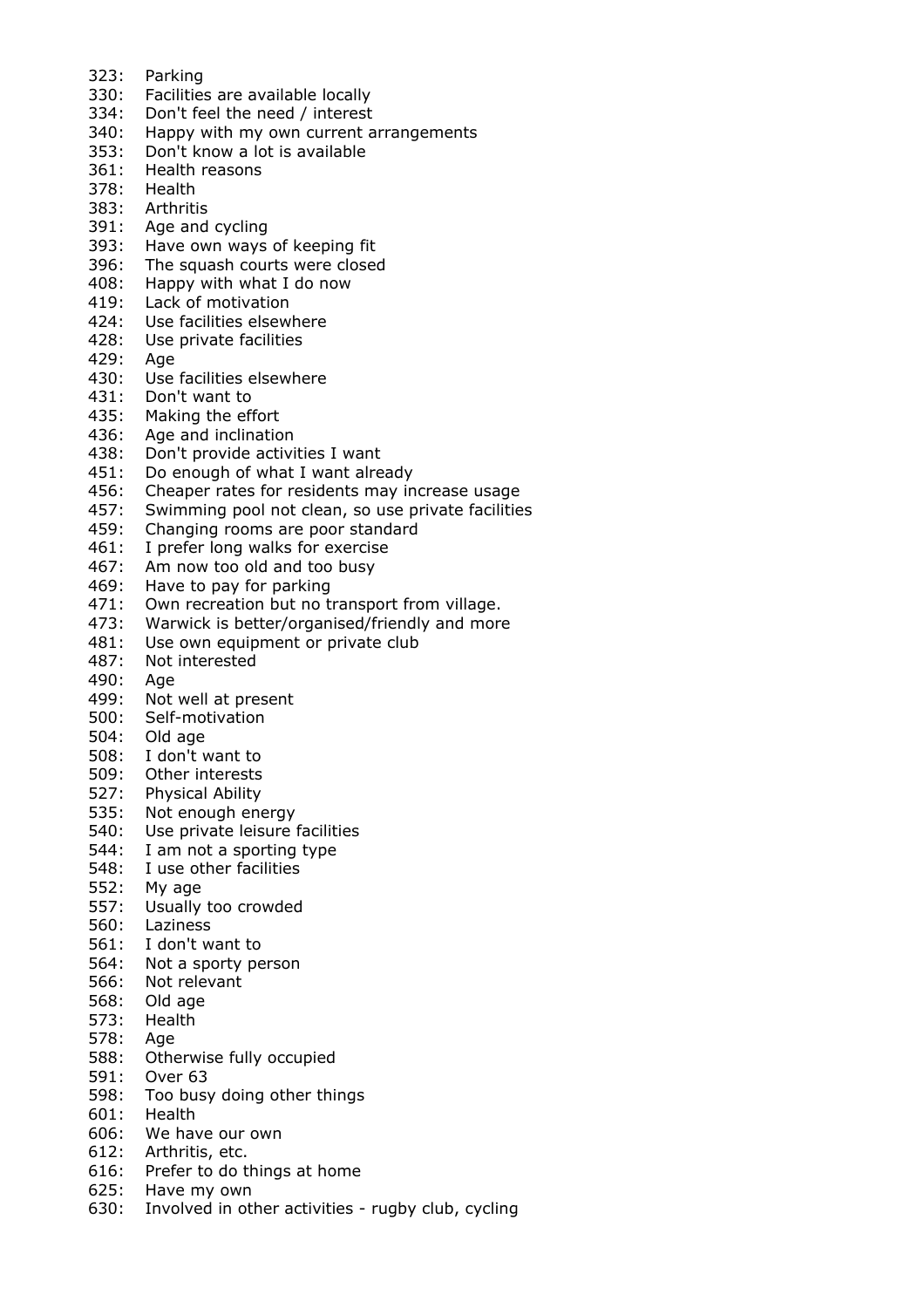323: Parking
330: Facilities are available locally
334: Don't feel the need / interest
340: Happy with my own current arrangements
353: Don't know a lot is available
361: Health reasons
378: Health
383: Arthritis
391: Age and cycling
393: Have own ways of keeping fit
396: The squash courts were closed
408: Happy with what I do now
419: Lack of motivation
424: Use facilities elsewhere
428: Use private facilities
429: Age
430: Use facilities elsewhere
431: Don't want to
435: Making the effort
436: Age and inclination
438: Don't provide activities I want
451: Do enough of what I want already
456: Cheaper rates for residents may increase usage
457: Swimming pool not clean, so use private facilities
459: Changing rooms are poor standard
461: I prefer long walks for exercise
467: Am now too old and too busy
469: Have to pay for parking
471: Own recreation but no transport from village.
473: Warwick is better/organised/friendly and more
481: Use own equipment or private club
487: Not interested
490: Age
499: Not well at present
500: Self-motivation
504: Old age
508: I don't want to
509: Other interests
527: Physical Ability
535: Not enough energy
540: Use private leisure facilities
544: I am not a sporting type
548: I use other facilities
552: My age
557: Usually too crowded
560: Laziness
561: I don't want to
564: Not a sporty person
566: Not relevant
568: Old age
573: Health
578: Age
588: Otherwise fully occupied
591: Over 63
598: Too busy doing other things
601: Health
606: We have our own
612: Arthritis, etc.
616: Prefer to do things at home
625: Have my own
630: Involved in other activities - rugby club, cycling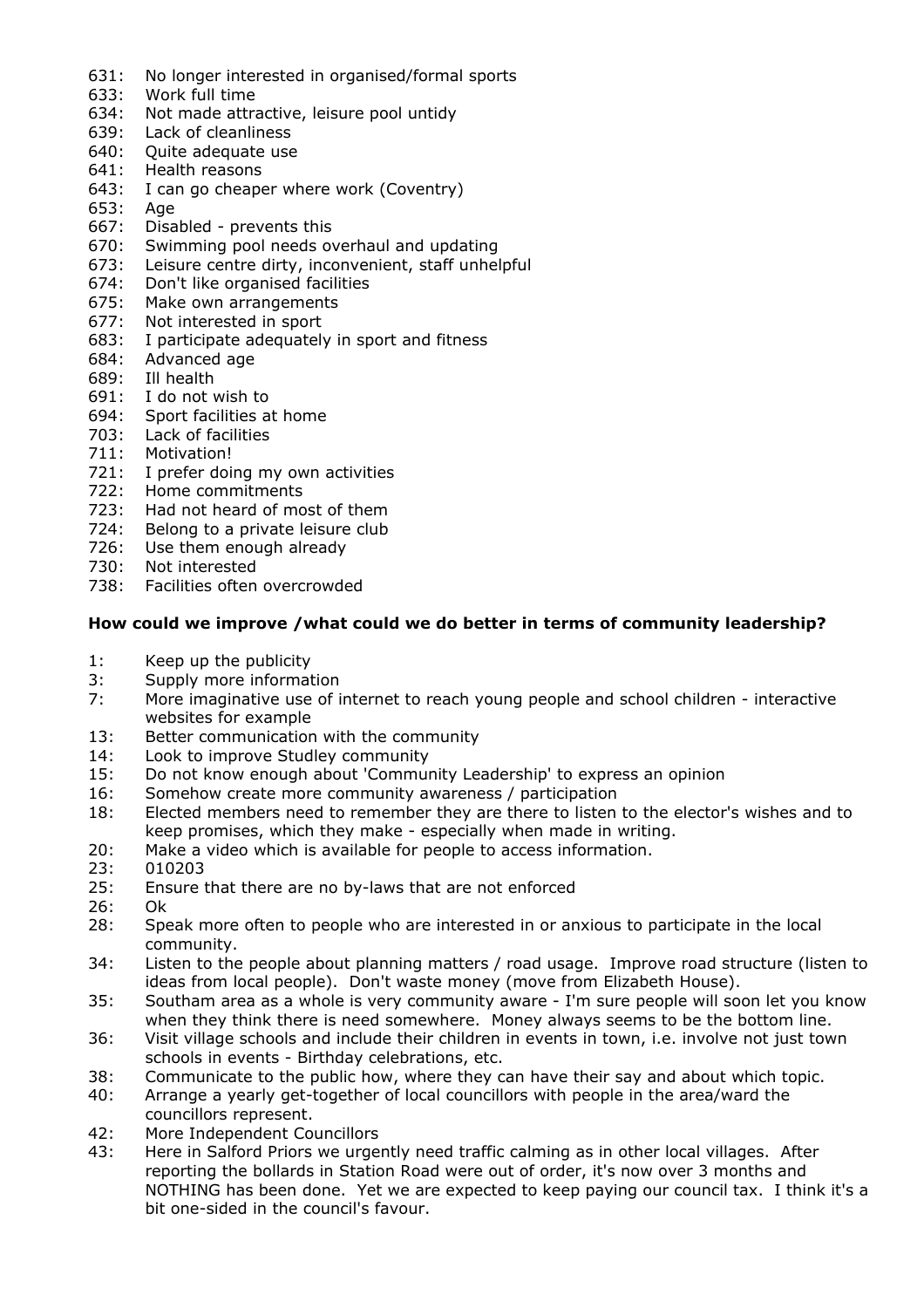631: No longer interested in organised/formal sports
633: Work full time
634: Not made attractive, leisure pool untidy
639: Lack of cleanliness
640: Quite adequate use
641: Health reasons
643: I can go cheaper where work (Coventry)
653: Age
667: Disabled - prevents this
670: Swimming pool needs overhaul and updating
673: Leisure centre dirty, inconvenient, staff unhelpful
674: Don't like organised facilities
675: Make own arrangements
677: Not interested in sport
683: I participate adequately in sport and fitness
684: Advanced age
689: Ill health
691: I do not wish to
694: Sport facilities at home
703: Lack of facilities
711: Motivation!
721: I prefer doing my own activities
722: Home commitments
723: Had not heard of most of them
724: Belong to a private leisure club
726: Use them enough already
730: Not interested
738: Facilities often overcrowded

**How could we improve /what could we do better in terms of community leadership?**

1: Keep up the publicity
3: Supply more information
7: More imaginative use of internet to reach young people and school children - interactive websites for example
13: Better communication with the community
14: Look to improve Studley community
15: Do not know enough about 'Community Leadership' to express an opinion
16: Somehow create more community awareness / participation
18: Elected members need to remember they are there to listen to the elector's wishes and to keep promises, which they make - especially when made in writing.
20: Make a video which is available for people to access information.
23: 010203
25: Ensure that there are no by-laws that are not enforced
26: Ok
28: Speak more often to people who are interested in or anxious to participate in the local community.
34: Listen to the people about planning matters / road usage. Improve road structure (listen to ideas from local people). Don't waste money (move from Elizabeth House).
35: Southam area as a whole is very community aware - I'm sure people will soon let you know when they think there is need somewhere. Money always seems to be the bottom line.
36: Visit village schools and include their children in events in town, i.e. involve not just town schools in events - Birthday celebrations, etc.
38: Communicate to the public how, where they can have their say and about which topic.
40: Arrange a yearly get-together of local councillors with people in the area/ward the councillors represent.
42: More Independent Councillors
43: Here in Salford Priors we urgently need traffic calming as in other local villages. After reporting the bollards in Station Road were out of order, it's now over 3 months and NOTHING has been done. Yet we are expected to keep paying our council tax. I think it's a bit one-sided in the council's favour.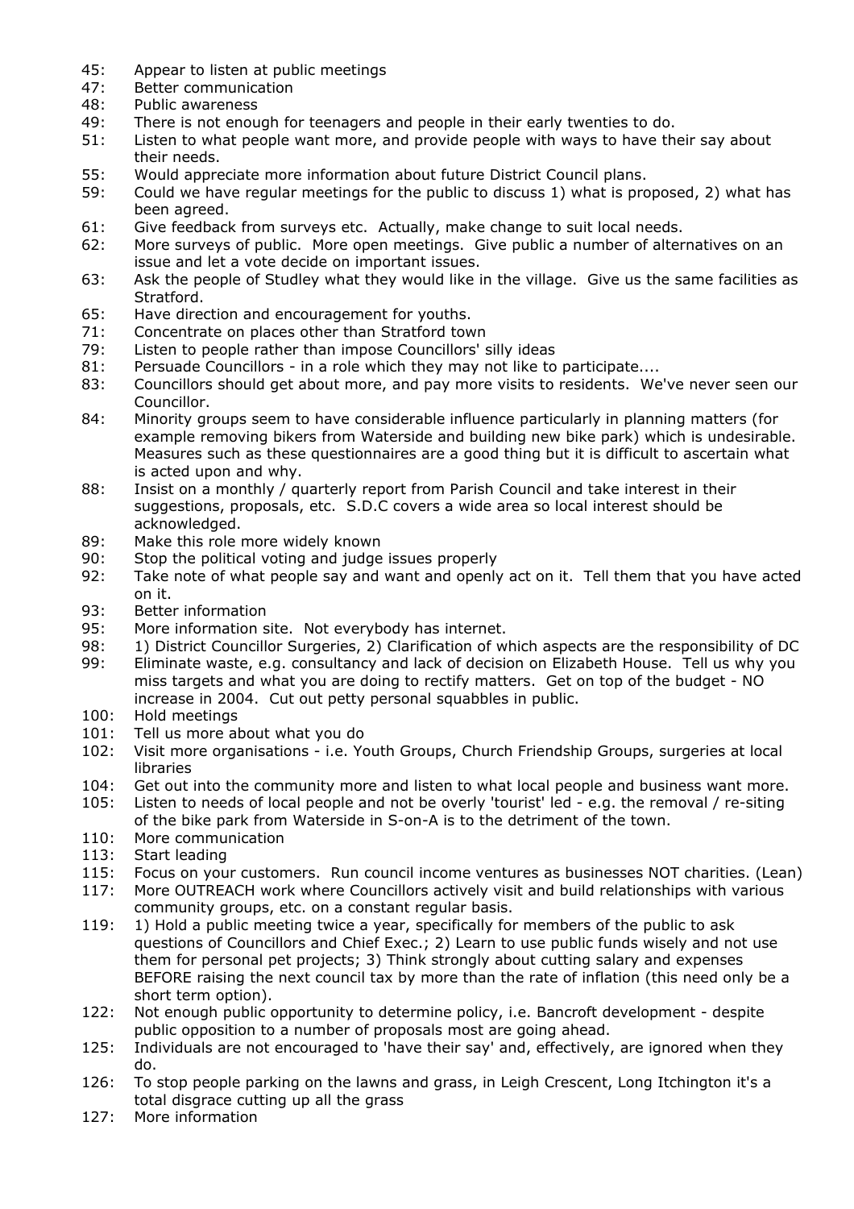45: Appear to listen at public meetings
47: Better communication
48: Public awareness
49: There is not enough for teenagers and people in their early twenties to do.
51: Listen to what people want more, and provide people with ways to have their say about their needs.
55: Would appreciate more information about future District Council plans.
59: Could we have regular meetings for the public to discuss 1) what is proposed, 2) what has been agreed.
61: Give feedback from surveys etc. Actually, make change to suit local needs.
62: More surveys of public. More open meetings. Give public a number of alternatives on an issue and let a vote decide on important issues.
63: Ask the people of Studley what they would like in the village. Give us the same facilities as Stratford.
65: Have direction and encouragement for youths.
71: Concentrate on places other than Stratford town
79: Listen to people rather than impose Councillors' silly ideas
81: Persuade Councillors - in a role which they may not like to participate....
83: Councillors should get about more, and pay more visits to residents. We've never seen our Councillor.
84: Minority groups seem to have considerable influence particularly in planning matters (for example removing bikers from Waterside and building new bike park) which is undesirable. Measures such as these questionnaires are a good thing but it is difficult to ascertain what is acted upon and why.
88: Insist on a monthly / quarterly report from Parish Council and take interest in their suggestions, proposals, etc. S.D.C covers a wide area so local interest should be acknowledged.
89: Make this role more widely known
90: Stop the political voting and judge issues properly
92: Take note of what people say and want and openly act on it. Tell them that you have acted on it.
93: Better information
95: More information site. Not everybody has internet.
98: 1) District Councillor Surgeries, 2) Clarification of which aspects are the responsibility of DC
99: Eliminate waste, e.g. consultancy and lack of decision on Elizabeth House. Tell us why you miss targets and what you are doing to rectify matters. Get on top of the budget - NO increase in 2004. Cut out petty personal squabbles in public.
100: Hold meetings
101: Tell us more about what you do
102: Visit more organisations - i.e. Youth Groups, Church Friendship Groups, surgeries at local libraries
104: Get out into the community more and listen to what local people and business want more.
105: Listen to needs of local people and not be overly 'tourist' led - e.g. the removal / re-siting of the bike park from Waterside in S-on-A is to the detriment of the town.
110: More communication
113: Start leading
115: Focus on your customers. Run council income ventures as businesses NOT charities. (Lean)
117: More OUTREACH work where Councillors actively visit and build relationships with various community groups, etc. on a constant regular basis.
119: 1) Hold a public meeting twice a year, specifically for members of the public to ask questions of Councillors and Chief Exec.; 2) Learn to use public funds wisely and not use them for personal pet projects; 3) Think strongly about cutting salary and expenses BEFORE raising the next council tax by more than the rate of inflation (this need only be a short term option).
122: Not enough public opportunity to determine policy, i.e. Bancroft development - despite public opposition to a number of proposals most are going ahead.
125: Individuals are not encouraged to 'have their say' and, effectively, are ignored when they do.
126: To stop people parking on the lawns and grass, in Leigh Crescent, Long Itchington it's a total disgrace cutting up all the grass
127: More information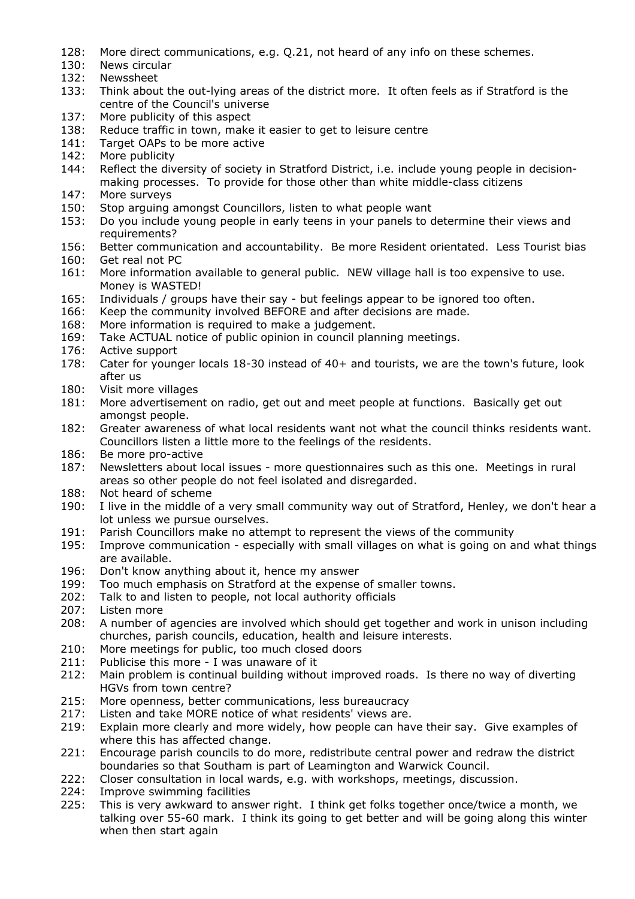128: More direct communications, e.g. Q.21, not heard of any info on these schemes.
130: News circular
132: Newssheet
133: Think about the out-lying areas of the district more. It often feels as if Stratford is the centre of the Council's universe
137: More publicity of this aspect
138: Reduce traffic in town, make it easier to get to leisure centre
141: Target OAPs to be more active
142: More publicity
144: Reflect the diversity of society in Stratford District, i.e. include young people in decision-making processes. To provide for those other than white middle-class citizens
147: More surveys
150: Stop arguing amongst Councillors, listen to what people want
153: Do you include young people in early teens in your panels to determine their views and requirements?
156: Better communication and accountability. Be more Resident orientated. Less Tourist bias
160: Get real not PC
161: More information available to general public. NEW village hall is too expensive to use. Money is WASTED!
165: Individuals / groups have their say - but feelings appear to be ignored too often.
166: Keep the community involved BEFORE and after decisions are made.
168: More information is required to make a judgement.
169: Take ACTUAL notice of public opinion in council planning meetings.
176: Active support
178: Cater for younger locals 18-30 instead of 40+ and tourists, we are the town's future, look after us
180: Visit more villages
181: More advertisement on radio, get out and meet people at functions. Basically get out amongst people.
182: Greater awareness of what local residents want not what the council thinks residents want. Councillors listen a little more to the feelings of the residents.
186: Be more pro-active
187: Newsletters about local issues - more questionnaires such as this one. Meetings in rural areas so other people do not feel isolated and disregarded.
188: Not heard of scheme
190: I live in the middle of a very small community way out of Stratford, Henley, we don't hear a lot unless we pursue ourselves.
191: Parish Councillors make no attempt to represent the views of the community
195: Improve communication - especially with small villages on what is going on and what things are available.
196: Don't know anything about it, hence my answer
199: Too much emphasis on Stratford at the expense of smaller towns.
202: Talk to and listen to people, not local authority officials
207: Listen more
208: A number of agencies are involved which should get together and work in unison including churches, parish councils, education, health and leisure interests.
210: More meetings for public, too much closed doors
211: Publicise this more - I was unaware of it
212: Main problem is continual building without improved roads. Is there no way of diverting HGVs from town centre?
215: More openness, better communications, less bureaucracy
217: Listen and take MORE notice of what residents' views are.
219: Explain more clearly and more widely, how people can have their say. Give examples of where this has affected change.
221: Encourage parish councils to do more, redistribute central power and redraw the district boundaries so that Southam is part of Leamington and Warwick Council.
222: Closer consultation in local wards, e.g. with workshops, meetings, discussion.
224: Improve swimming facilities
225: This is very awkward to answer right. I think get folks together once/twice a month, we talking over 55-60 mark. I think its going to get better and will be going along this winter when then start again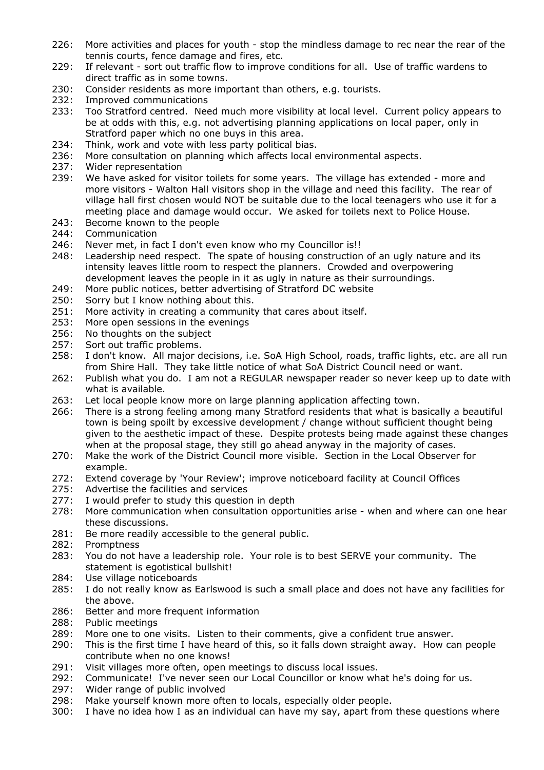226: More activities and places for youth - stop the mindless damage to rec near the rear of the tennis courts, fence damage and fires, etc.

229: If relevant - sort out traffic flow to improve conditions for all. Use of traffic wardens to direct traffic as in some towns.

230: Consider residents as more important than others, e.g. tourists.

232: Improved communications

233: Too Stratford centred. Need much more visibility at local level. Current policy appears to be at odds with this, e.g. not advertising planning applications on local paper, only in Stratford paper which no one buys in this area.

234: Think, work and vote with less party political bias.

236: More consultation on planning which affects local environmental aspects.

237: Wider representation

239: We have asked for visitor toilets for some years. The village has extended - more and more visitors - Walton Hall visitors shop in the village and need this facility. The rear of village hall first chosen would NOT be suitable due to the local teenagers who use it for a meeting place and damage would occur. We asked for toilets next to Police House.

243: Become known to the people

244: Communication

246: Never met, in fact I don't even know who my Councillor is!!

248: Leadership need respect. The spate of housing construction of an ugly nature and its intensity leaves little room to respect the planners. Crowded and overpowering development leaves the people in it as ugly in nature as their surroundings.

249: More public notices, better advertising of Stratford DC website

250: Sorry but I know nothing about this.

251: More activity in creating a community that cares about itself.

253: More open sessions in the evenings

256: No thoughts on the subject

257: Sort out traffic problems.

258: I don't know. All major decisions, i.e. SoA High School, roads, traffic lights, etc. are all run from Shire Hall. They take little notice of what SoA District Council need or want.

262: Publish what you do. I am not a REGULAR newspaper reader so never keep up to date with what is available.

263: Let local people know more on large planning application affecting town.

266: There is a strong feeling among many Stratford residents that what is basically a beautiful town is being spoilt by excessive development / change without sufficient thought being given to the aesthetic impact of these. Despite protests being made against these changes when at the proposal stage, they still go ahead anyway in the majority of cases.

270: Make the work of the District Council more visible. Section in the Local Observer for example.

272: Extend coverage by 'Your Review'; improve noticeboard facility at Council Offices

275: Advertise the facilities and services

277: I would prefer to study this question in depth

278: More communication when consultation opportunities arise - when and where can one hear these discussions.

281: Be more readily accessible to the general public.

282: Promptness

283: You do not have a leadership role. Your role is to best SERVE your community. The statement is egotistical bullshit!

284: Use village noticeboards

285: I do not really know as Earlswood is such a small place and does not have any facilities for the above.

286: Better and more frequent information

288: Public meetings

289: More one to one visits. Listen to their comments, give a confident true answer.

290: This is the first time I have heard of this, so it falls down straight away. How can people contribute when no one knows!

291: Visit villages more often, open meetings to discuss local issues.

292: Communicate! I've never seen our Local Councillor or know what he's doing for us.

297: Wider range of public involved

298: Make yourself known more often to locals, especially older people.

300: I have no idea how I as an individual can have my say, apart from these questions where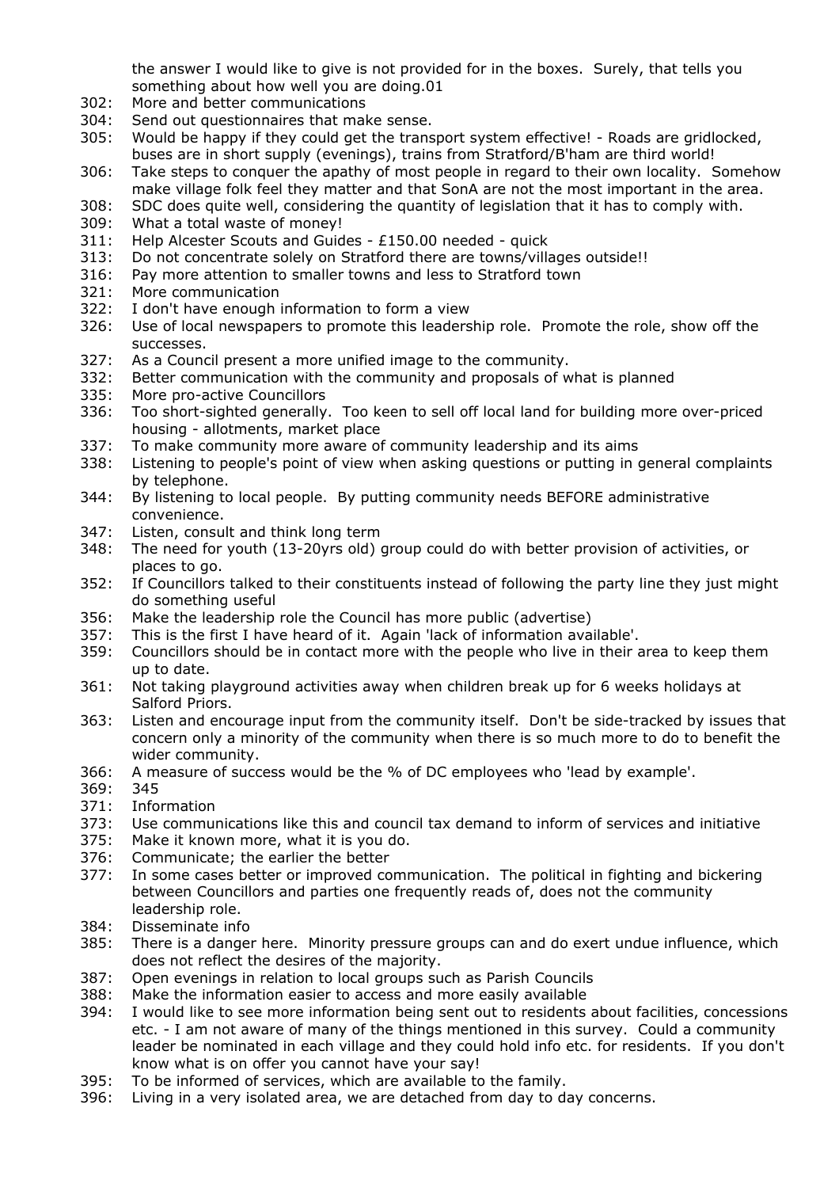the answer I would like to give is not provided for in the boxes. Surely, that tells you something about how well you are doing.01

302: More and better communications
304: Send out questionnaires that make sense.
305: Would be happy if they could get the transport system effective! - Roads are gridlocked, buses are in short supply (evenings), trains from Stratford/B'ham are third world!
306: Take steps to conquer the apathy of most people in regard to their own locality. Somehow make village folk feel they matter and that SonA are not the most important in the area.
308: SDC does quite well, considering the quantity of legislation that it has to comply with.
309: What a total waste of money!
311: Help Alcester Scouts and Guides - £150.00 needed - quick
313: Do not concentrate solely on Stratford there are towns/villages outside!!
316: Pay more attention to smaller towns and less to Stratford town
321: More communication
322: I don't have enough information to form a view
326: Use of local newspapers to promote this leadership role. Promote the role, show off the successes.
327: As a Council present a more unified image to the community.
332: Better communication with the community and proposals of what is planned
335: More pro-active Councillors
336: Too short-sighted generally. Too keen to sell off local land for building more over-priced housing - allotments, market place
337: To make community more aware of community leadership and its aims
338: Listening to people's point of view when asking questions or putting in general complaints by telephone.
344: By listening to local people. By putting community needs BEFORE administrative convenience.
347: Listen, consult and think long term
348: The need for youth (13-20yrs old) group could do with better provision of activities, or places to go.
352: If Councillors talked to their constituents instead of following the party line they just might do something useful
356: Make the leadership role the Council has more public (advertise)
357: This is the first I have heard of it. Again 'lack of information available'.
359: Councillors should be in contact more with the people who live in their area to keep them up to date.
361: Not taking playground activities away when children break up for 6 weeks holidays at Salford Priors.
363: Listen and encourage input from the community itself. Don't be side-tracked by issues that concern only a minority of the community when there is so much more to do to benefit the wider community.
366: A measure of success would be the % of DC employees who 'lead by example'.
369: 345
371: Information
373: Use communications like this and council tax demand to inform of services and initiative
375: Make it known more, what it is you do.
376: Communicate; the earlier the better
377: In some cases better or improved communication. The political in fighting and bickering between Councillors and parties one frequently reads of, does not the community leadership role.
384: Disseminate info
385: There is a danger here. Minority pressure groups can and do exert undue influence, which does not reflect the desires of the majority.
387: Open evenings in relation to local groups such as Parish Councils
388: Make the information easier to access and more easily available
394: I would like to see more information being sent out to residents about facilities, concessions etc. - I am not aware of many of the things mentioned in this survey. Could a community leader be nominated in each village and they could hold info etc. for residents. If you don't know what is on offer you cannot have your say!
395: To be informed of services, which are available to the family.
396: Living in a very isolated area, we are detached from day to day concerns.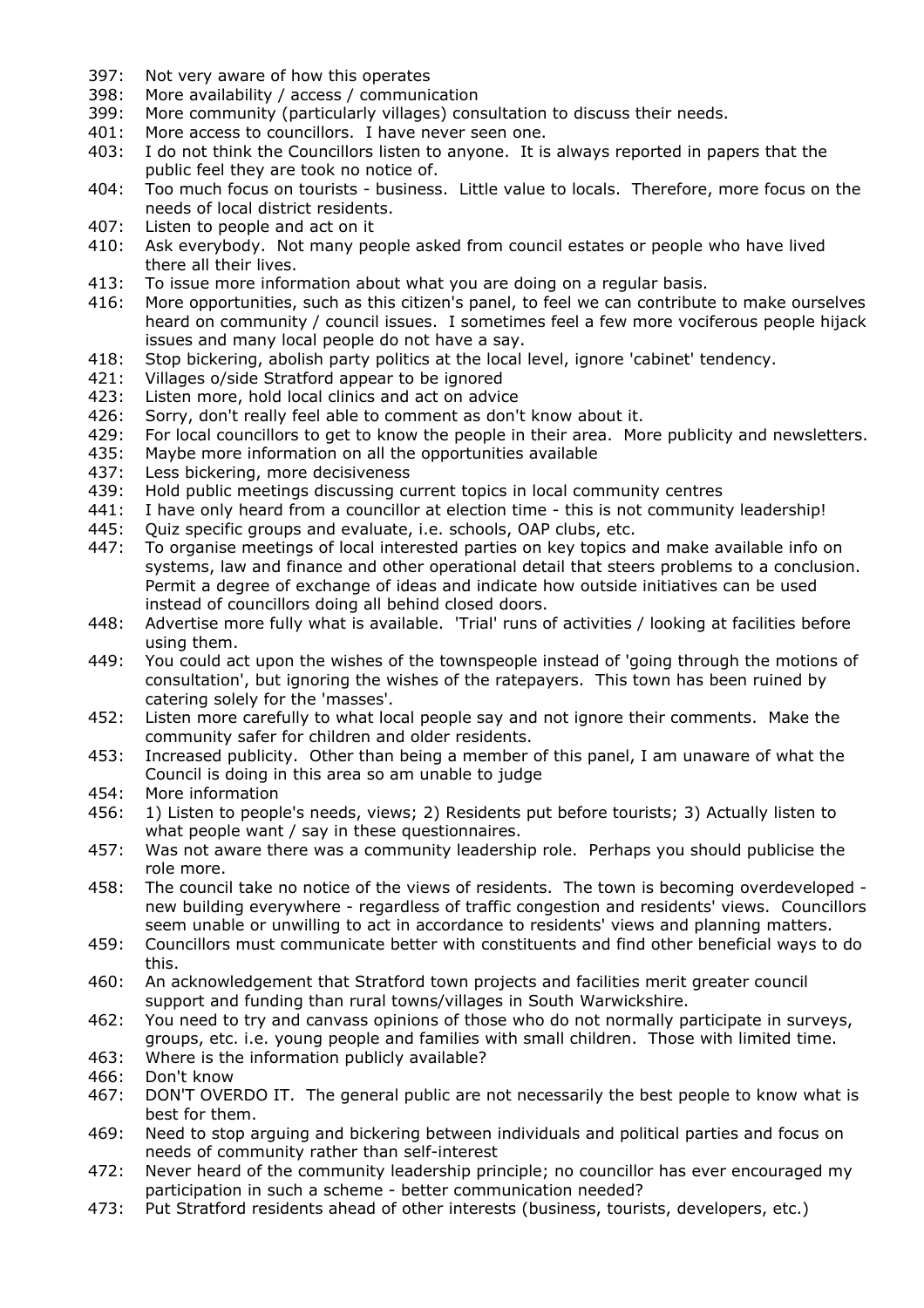397: Not very aware of how this operates

398: More availability / access / communication

399: More community (particularly villages) consultation to discuss their needs.

401: More access to councillors. I have never seen one.

403: I do not think the Councillors listen to anyone. It is always reported in papers that the public feel they are took no notice of.

404: Too much focus on tourists - business. Little value to locals. Therefore, more focus on the needs of local district residents.

407: Listen to people and act on it

410: Ask everybody. Not many people asked from council estates or people who have lived there all their lives.

413: To issue more information about what you are doing on a regular basis.

416: More opportunities, such as this citizen's panel, to feel we can contribute to make ourselves heard on community / council issues. I sometimes feel a few more vociferous people hijack issues and many local people do not have a say.

418: Stop bickering, abolish party politics at the local level, ignore 'cabinet' tendency.

421: Villages o/side Stratford appear to be ignored

423: Listen more, hold local clinics and act on advice

426: Sorry, don't really feel able to comment as don't know about it.

429: For local councillors to get to know the people in their area. More publicity and newsletters.

435: Maybe more information on all the opportunities available

437: Less bickering, more decisiveness

439: Hold public meetings discussing current topics in local community centres

441: I have only heard from a councillor at election time - this is not community leadership!

445: Quiz specific groups and evaluate, i.e. schools, OAP clubs, etc.

447: To organise meetings of local interested parties on key topics and make available info on systems, law and finance and other operational detail that steers problems to a conclusion. Permit a degree of exchange of ideas and indicate how outside initiatives can be used instead of councillors doing all behind closed doors.

448: Advertise more fully what is available. 'Trial' runs of activities / looking at facilities before using them.

449: You could act upon the wishes of the townspeople instead of 'going through the motions of consultation', but ignoring the wishes of the ratepayers. This town has been ruined by catering solely for the 'masses'.

452: Listen more carefully to what local people say and not ignore their comments. Make the community safer for children and older residents.

453: Increased publicity. Other than being a member of this panel, I am unaware of what the Council is doing in this area so am unable to judge

454: More information

456: 1) Listen to people's needs, views; 2) Residents put before tourists; 3) Actually listen to what people want / say in these questionnaires.

457: Was not aware there was a community leadership role. Perhaps you should publicise the role more.

458: The council take no notice of the views of residents. The town is becoming overdeveloped - new building everywhere - regardless of traffic congestion and residents' views. Councillors seem unable or unwilling to act in accordance to residents' views and planning matters.

459: Councillors must communicate better with constituents and find other beneficial ways to do this.

460: An acknowledgement that Stratford town projects and facilities merit greater council support and funding than rural towns/villages in South Warwickshire.

462: You need to try and canvass opinions of those who do not normally participate in surveys, groups, etc. i.e. young people and families with small children. Those with limited time.

463: Where is the information publicly available?

466: Don't know

467: DON'T OVERDO IT. The general public are not necessarily the best people to know what is best for them.

469: Need to stop arguing and bickering between individuals and political parties and focus on needs of community rather than self-interest

472: Never heard of the community leadership principle; no councillor has ever encouraged my participation in such a scheme - better communication needed?

473: Put Stratford residents ahead of other interests (business, tourists, developers, etc.)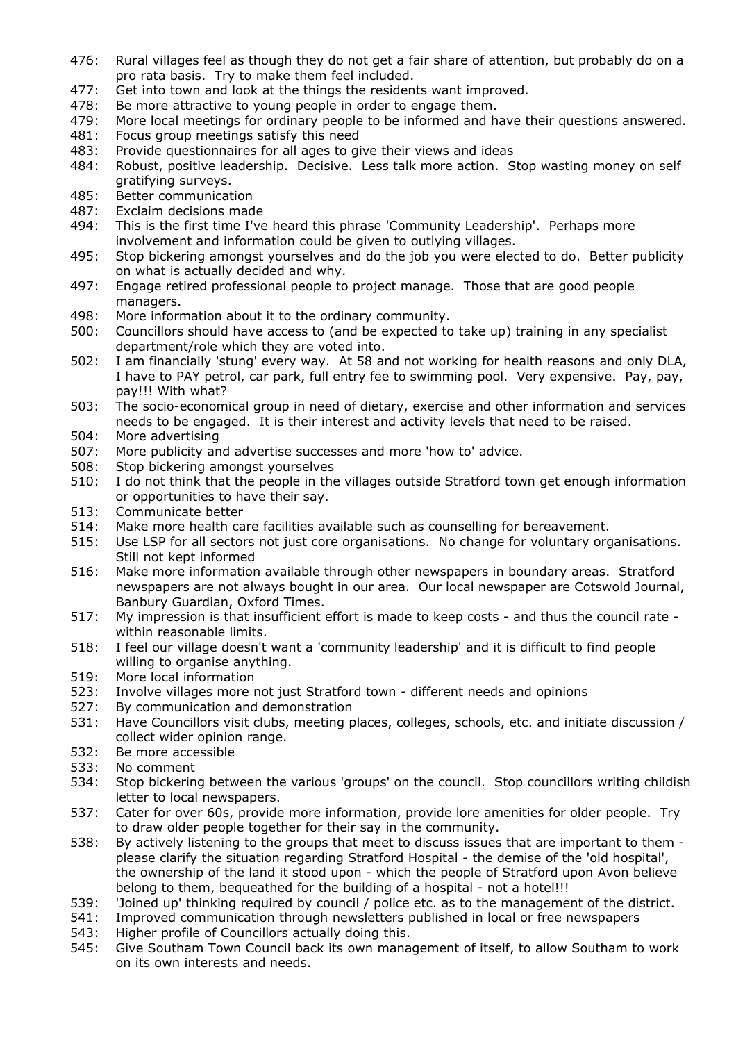476: Rural villages feel as though they do not get a fair share of attention, but probably do on a pro rata basis. Try to make them feel included.

477: Get into town and look at the things the residents want improved.

478: Be more attractive to young people in order to engage them.

479: More local meetings for ordinary people to be informed and have their questions answered.

481: Focus group meetings satisfy this need

483: Provide questionnaires for all ages to give their views and ideas

484: Robust, positive leadership. Decisive. Less talk more action. Stop wasting money on self gratifying surveys.

485: Better communication

487: Exclaim decisions made

494: This is the first time I've heard this phrase 'Community Leadership'. Perhaps more involvement and information could be given to outlying villages.

495: Stop bickering amongst yourselves and do the job you were elected to do. Better publicity on what is actually decided and why.

497: Engage retired professional people to project manage. Those that are good people managers.

498: More information about it to the ordinary community.

500: Councillors should have access to (and be expected to take up) training in any specialist department/role which they are voted into.

502: I am financially 'stung' every way. At 58 and not working for health reasons and only DLA, I have to PAY petrol, car park, full entry fee to swimming pool. Very expensive. Pay, pay, pay!!! With what?

503: The socio-economical group in need of dietary, exercise and other information and services needs to be engaged. It is their interest and activity levels that need to be raised.

504: More advertising

507: More publicity and advertise successes and more 'how to' advice.

508: Stop bickering amongst yourselves

510: I do not think that the people in the villages outside Stratford town get enough information or opportunities to have their say.

513: Communicate better

514: Make more health care facilities available such as counselling for bereavement.

515: Use LSP for all sectors not just core organisations. No change for voluntary organisations. Still not kept informed

516: Make more information available through other newspapers in boundary areas. Stratford newspapers are not always bought in our area. Our local newspaper are Cotswold Journal, Banbury Guardian, Oxford Times.

517: My impression is that insufficient effort is made to keep costs - and thus the council rate - within reasonable limits.

518: I feel our village doesn't want a 'community leadership' and it is difficult to find people willing to organise anything.

519: More local information

523: Involve villages more not just Stratford town - different needs and opinions

527: By communication and demonstration

531: Have Councillors visit clubs, meeting places, colleges, schools, etc. and initiate discussion / collect wider opinion range.

532: Be more accessible

533: No comment

534: Stop bickering between the various 'groups' on the council. Stop councillors writing childish letter to local newspapers.

537: Cater for over 60s, provide more information, provide lore amenities for older people. Try to draw older people together for their say in the community.

538: By actively listening to the groups that meet to discuss issues that are important to them - please clarify the situation regarding Stratford Hospital - the demise of the 'old hospital', the ownership of the land it stood upon - which the people of Stratford upon Avon believe belong to them, bequeathed for the building of a hospital - not a hotel!!!

539: 'Joined up' thinking required by council / police etc. as to the management of the district.

541: Improved communication through newsletters published in local or free newspapers

543: Higher profile of Councillors actually doing this.

545: Give Southam Town Council back its own management of itself, to allow Southam to work on its own interests and needs.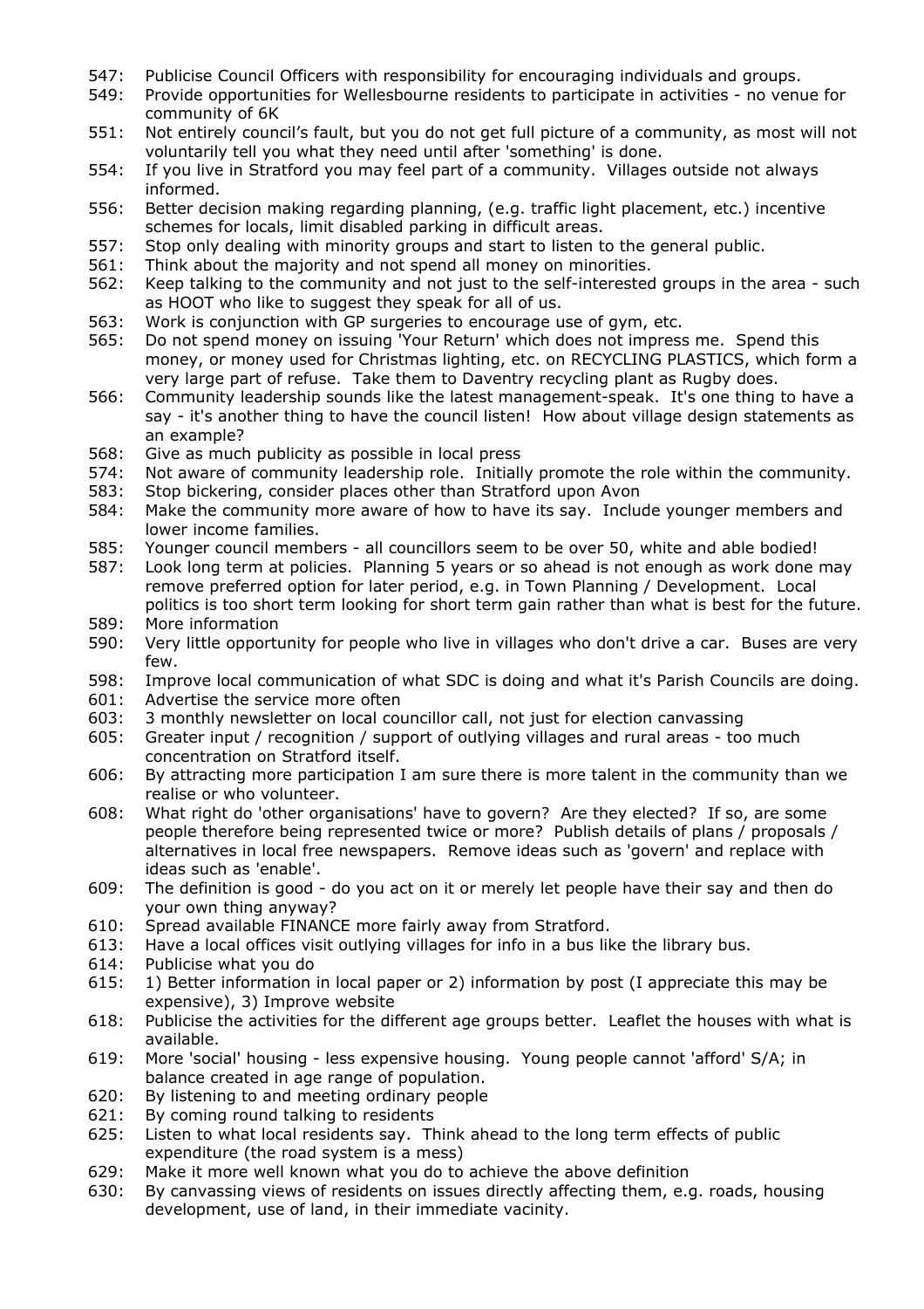547: Publicise Council Officers with responsibility for encouraging individuals and groups.
549: Provide opportunities for Wellesbourne residents to participate in activities - no venue for community of 6K
551: Not entirely council's fault, but you do not get full picture of a community, as most will not voluntarily tell you what they need until after 'something' is done.
554: If you live in Stratford you may feel part of a community. Villages outside not always informed.
556: Better decision making regarding planning, (e.g. traffic light placement, etc.) incentive schemes for locals, limit disabled parking in difficult areas.
557: Stop only dealing with minority groups and start to listen to the general public.
561: Think about the majority and not spend all money on minorities.
562: Keep talking to the community and not just to the self-interested groups in the area - such as HOOT who like to suggest they speak for all of us.
563: Work is conjunction with GP surgeries to encourage use of gym, etc.
565: Do not spend money on issuing 'Your Return' which does not impress me. Spend this money, or money used for Christmas lighting, etc. on RECYCLING PLASTICS, which form a very large part of refuse. Take them to Daventry recycling plant as Rugby does.
566: Community leadership sounds like the latest management-speak. It's one thing to have a say - it's another thing to have the council listen! How about village design statements as an example?
568: Give as much publicity as possible in local press
574: Not aware of community leadership role. Initially promote the role within the community.
583: Stop bickering, consider places other than Stratford upon Avon
584: Make the community more aware of how to have its say. Include younger members and lower income families.
585: Younger council members - all councillors seem to be over 50, white and able bodied!
587: Look long term at policies. Planning 5 years or so ahead is not enough as work done may remove preferred option for later period, e.g. in Town Planning / Development. Local politics is too short term looking for short term gain rather than what is best for the future.
589: More information
590: Very little opportunity for people who live in villages who don't drive a car. Buses are very few.
598: Improve local communication of what SDC is doing and what it's Parish Councils are doing.
601: Advertise the service more often
603: 3 monthly newsletter on local councillor call, not just for election canvassing
605: Greater input / recognition / support of outlying villages and rural areas - too much concentration on Stratford itself.
606: By attracting more participation I am sure there is more talent in the community than we realise or who volunteer.
608: What right do 'other organisations' have to govern? Are they elected? If so, are some people therefore being represented twice or more? Publish details of plans / proposals / alternatives in local free newspapers. Remove ideas such as 'govern' and replace with ideas such as 'enable'.
609: The definition is good - do you act on it or merely let people have their say and then do your own thing anyway?
610: Spread available FINANCE more fairly away from Stratford.
613: Have a local offices visit outlying villages for info in a bus like the library bus.
614: Publicise what you do
615: 1) Better information in local paper or 2) information by post (I appreciate this may be expensive), 3) Improve website
618: Publicise the activities for the different age groups better. Leaflet the houses with what is available.
619: More 'social' housing - less expensive housing. Young people cannot 'afford' S/A; in balance created in age range of population.
620: By listening to and meeting ordinary people
621: By coming round talking to residents
625: Listen to what local residents say. Think ahead to the long term effects of public expenditure (the road system is a mess)
629: Make it more well known what you do to achieve the above definition
630: By canvassing views of residents on issues directly affecting them, e.g. roads, housing development, use of land, in their immediate vacinity.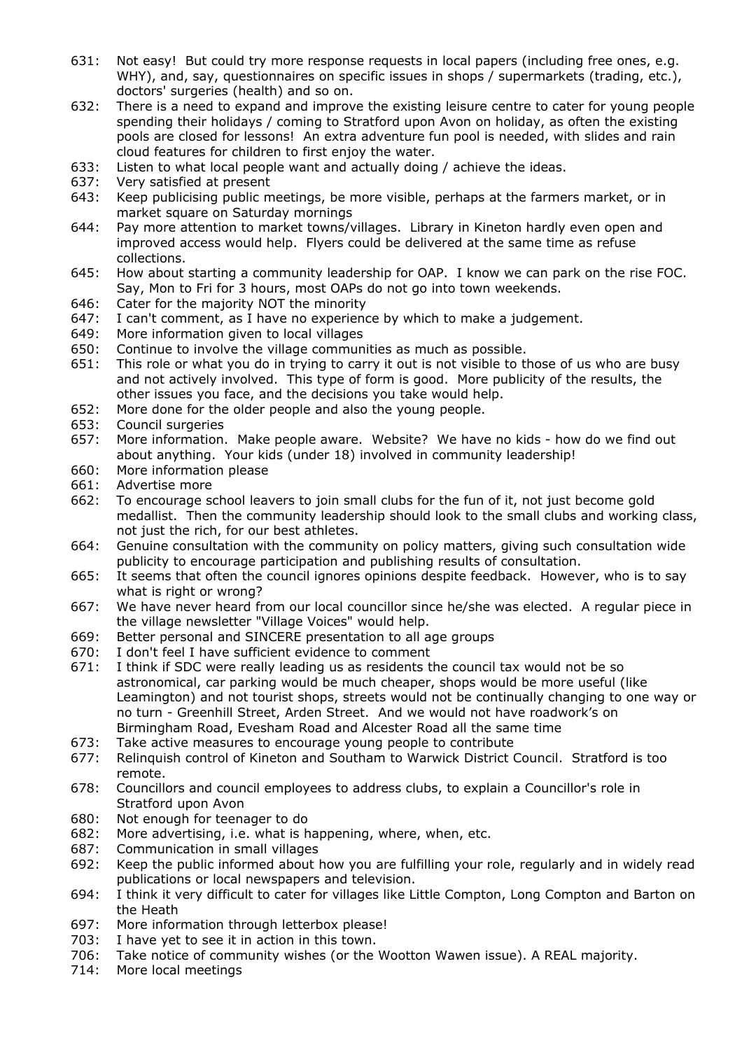631: Not easy! But could try more response requests in local papers (including free ones, e.g. WHY), and, say, questionnaires on specific issues in shops / supermarkets (trading, etc.), doctors' surgeries (health) and so on.

632: There is a need to expand and improve the existing leisure centre to cater for young people spending their holidays / coming to Stratford upon Avon on holiday, as often the existing pools are closed for lessons! An extra adventure fun pool is needed, with slides and rain cloud features for children to first enjoy the water.

633: Listen to what local people want and actually doing / achieve the ideas.

637: Very satisfied at present

643: Keep publicising public meetings, be more visible, perhaps at the farmers market, or in market square on Saturday mornings

644: Pay more attention to market towns/villages. Library in Kineton hardly even open and improved access would help. Flyers could be delivered at the same time as refuse collections.

645: How about starting a community leadership for OAP. I know we can park on the rise FOC. Say, Mon to Fri for 3 hours, most OAPs do not go into town weekends.

646: Cater for the majority NOT the minority

647: I can't comment, as I have no experience by which to make a judgement.

649: More information given to local villages

650: Continue to involve the village communities as much as possible.

651: This role or what you do in trying to carry it out is not visible to those of us who are busy and not actively involved. This type of form is good. More publicity of the results, the other issues you face, and the decisions you take would help.

652: More done for the older people and also the young people.

653: Council surgeries

657: More information. Make people aware. Website? We have no kids - how do we find out about anything. Your kids (under 18) involved in community leadership!

660: More information please

661: Advertise more

662: To encourage school leavers to join small clubs for the fun of it, not just become gold medallist. Then the community leadership should look to the small clubs and working class, not just the rich, for our best athletes.

664: Genuine consultation with the community on policy matters, giving such consultation wide publicity to encourage participation and publishing results of consultation.

665: It seems that often the council ignores opinions despite feedback. However, who is to say what is right or wrong?

667: We have never heard from our local councillor since he/she was elected. A regular piece in the village newsletter "Village Voices" would help.

669: Better personal and SINCERE presentation to all age groups

670: I don't feel I have sufficient evidence to comment

671: I think if SDC were really leading us as residents the council tax would not be so astronomical, car parking would be much cheaper, shops would be more useful (like Leamington) and not tourist shops, streets would not be continually changing to one way or no turn - Greenhill Street, Arden Street. And we would not have roadwork's on Birmingham Road, Evesham Road and Alcester Road all the same time

673: Take active measures to encourage young people to contribute

677: Relinquish control of Kineton and Southam to Warwick District Council. Stratford is too remote.

678: Councillors and council employees to address clubs, to explain a Councillor's role in Stratford upon Avon

680: Not enough for teenager to do

682: More advertising, i.e. what is happening, where, when, etc.

687: Communication in small villages

692: Keep the public informed about how you are fulfilling your role, regularly and in widely read publications or local newspapers and television.

694: I think it very difficult to cater for villages like Little Compton, Long Compton and Barton on the Heath

697: More information through letterbox please!

703: I have yet to see it in action in this town.

706: Take notice of community wishes (or the Wootton Wawen issue). A REAL majority.

714: More local meetings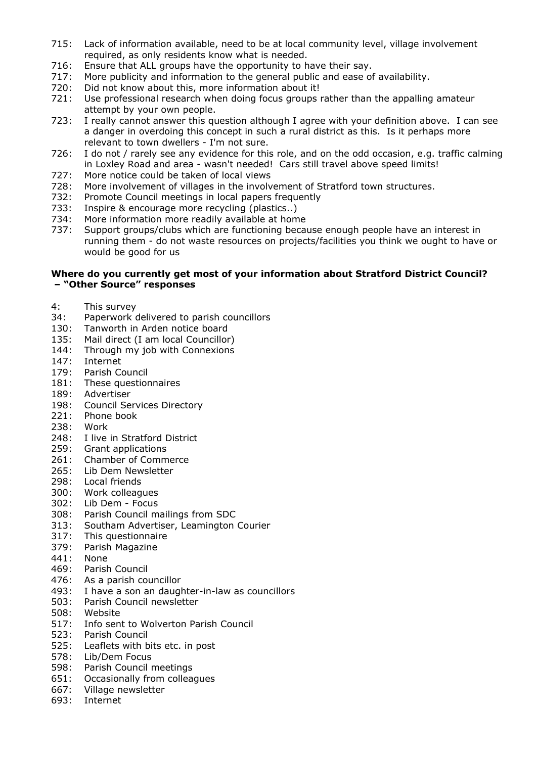715: Lack of information available, need to be at local community level, village involvement required, as only residents know what is needed.
716: Ensure that ALL groups have the opportunity to have their say.
717: More publicity and information to the general public and ease of availability.
720: Did not know about this, more information about it!
721: Use professional research when doing focus groups rather than the appalling amateur attempt by your own people.
723: I really cannot answer this question although I agree with your definition above. I can see a danger in overdoing this concept in such a rural district as this. Is it perhaps more relevant to town dwellers - I'm not sure.
726: I do not / rarely see any evidence for this role, and on the odd occasion, e.g. traffic calming in Loxley Road and area - wasn't needed! Cars still travel above speed limits!
727: More notice could be taken of local views
728: More involvement of villages in the involvement of Stratford town structures.
732: Promote Council meetings in local papers frequently
733: Inspire & encourage more recycling (plastics..)
734: More information more readily available at home
737: Support groups/clubs which are functioning because enough people have an interest in running them - do not waste resources on projects/facilities you think we ought to have or would be good for us

**Where do you currently get most of your information about Stratford District Council? – "Other Source" responses**

4: This survey
34: Paperwork delivered to parish councillors
130: Tanworth in Arden notice board
135: Mail direct (I am local Councillor)
144: Through my job with Connexions
147: Internet
179: Parish Council
181: These questionnaires
189: Advertiser
198: Council Services Directory
221: Phone book
238: Work
248: I live in Stratford District
259: Grant applications
261: Chamber of Commerce
265: Lib Dem Newsletter
298: Local friends
300: Work colleagues
302: Lib Dem - Focus
308: Parish Council mailings from SDC
313: Southam Advertiser, Leamington Courier
317: This questionnaire
379: Parish Magazine
441: None
469: Parish Council
476: As a parish councillor
493: I have a son an daughter-in-law as councillors
503: Parish Council newsletter
508: Website
517: Info sent to Wolverton Parish Council
523: Parish Council
525: Leaflets with bits etc. in post
578: Lib/Dem Focus
598: Parish Council meetings
651: Occasionally from colleagues
667: Village newsletter
693: Internet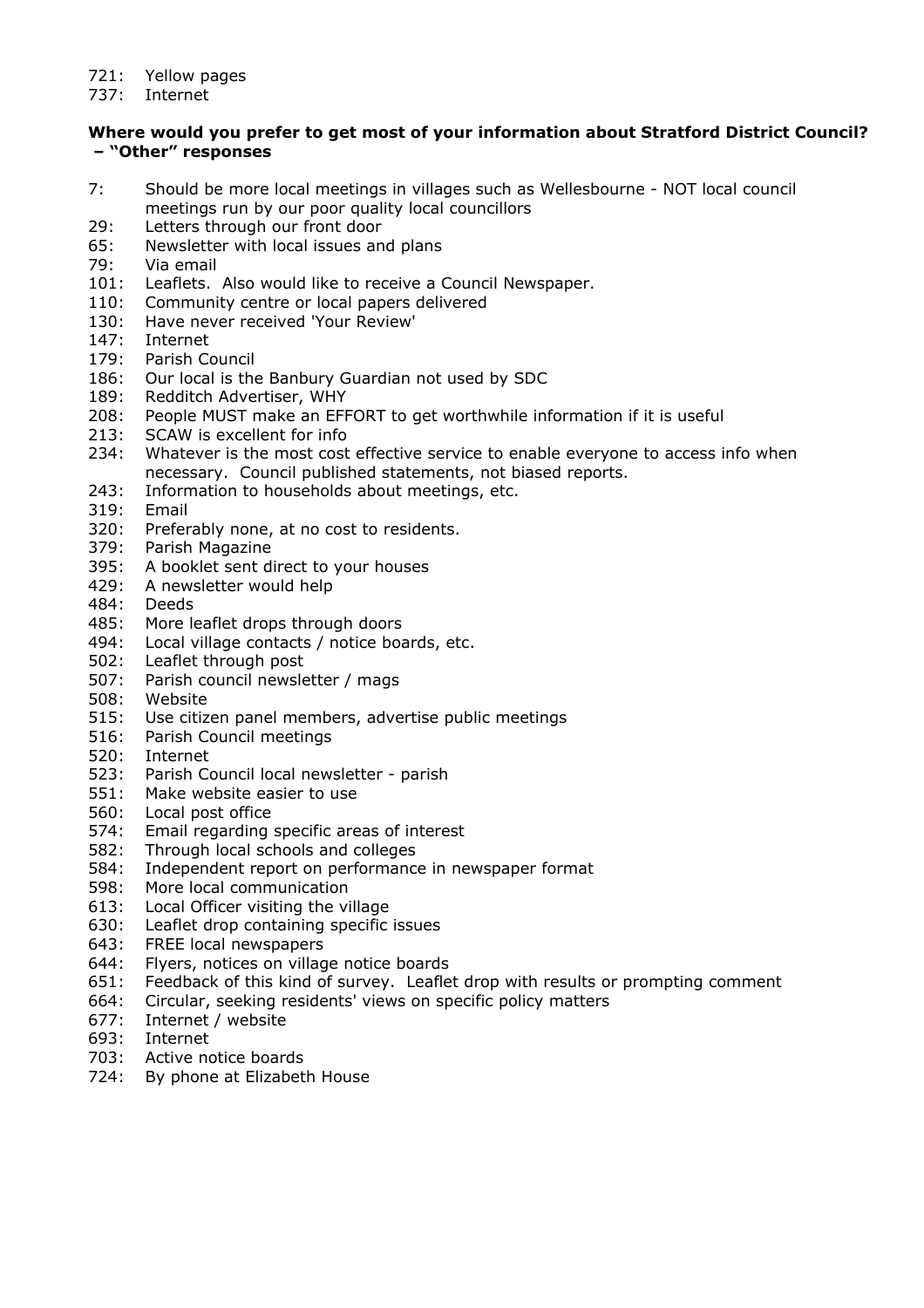721: Yellow pages
737: Internet

**Where would you prefer to get most of your information about Stratford District Council? – "Other" responses**

7: Should be more local meetings in villages such as Wellesbourne - NOT local council meetings run by our poor quality local councillors
29: Letters through our front door
65: Newsletter with local issues and plans
79: Via email
101: Leaflets. Also would like to receive a Council Newspaper.
110: Community centre or local papers delivered
130: Have never received 'Your Review'
147: Internet
179: Parish Council
186: Our local is the Banbury Guardian not used by SDC
189: Redditch Advertiser, WHY
208: People MUST make an EFFORT to get worthwhile information if it is useful
213: SCAW is excellent for info
234: Whatever is the most cost effective service to enable everyone to access info when necessary. Council published statements, not biased reports.
243: Information to households about meetings, etc.
319: Email
320: Preferably none, at no cost to residents.
379: Parish Magazine
395: A booklet sent direct to your houses
429: A newsletter would help
484: Deeds
485: More leaflet drops through doors
494: Local village contacts / notice boards, etc.
502: Leaflet through post
507: Parish council newsletter / mags
508: Website
515: Use citizen panel members, advertise public meetings
516: Parish Council meetings
520: Internet
523: Parish Council local newsletter - parish
551: Make website easier to use
560: Local post office
574: Email regarding specific areas of interest
582: Through local schools and colleges
584: Independent report on performance in newspaper format
598: More local communication
613: Local Officer visiting the village
630: Leaflet drop containing specific issues
643: FREE local newspapers
644: Flyers, notices on village notice boards
651: Feedback of this kind of survey. Leaflet drop with results or prompting comment
664: Circular, seeking residents' views on specific policy matters
677: Internet / website
693: Internet
703: Active notice boards
724: By phone at Elizabeth House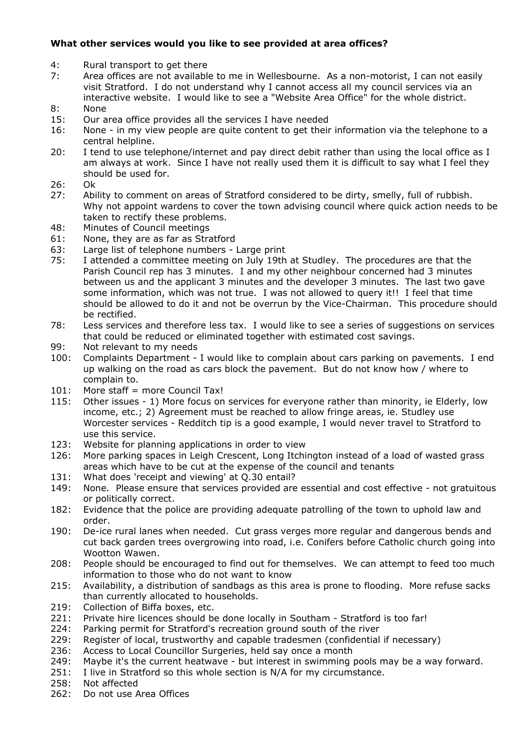**What other services would you like to see provided at area offices?**

4: Rural transport to get there
7: Area offices are not available to me in Wellesbourne. As a non-motorist, I can not easily visit Stratford. I do not understand why I cannot access all my council services via an interactive website. I would like to see a "Website Area Office" for the whole district.
8: None
15: Our area office provides all the services I have needed
16: None - in my view people are quite content to get their information via the telephone to a central helpline.
20: I tend to use telephone/internet and pay direct debit rather than using the local office as I am always at work. Since I have not really used them it is difficult to say what I feel they should be used for.
26: Ok
27: Ability to comment on areas of Stratford considered to be dirty, smelly, full of rubbish. Why not appoint wardens to cover the town advising council where quick action needs to be taken to rectify these problems.
48: Minutes of Council meetings
61: None, they are as far as Stratford
63: Large list of telephone numbers - Large print
75: I attended a committee meeting on July 19th at Studley. The procedures are that the Parish Council rep has 3 minutes. I and my other neighbour concerned had 3 minutes between us and the applicant 3 minutes and the developer 3 minutes. The last two gave some information, which was not true. I was not allowed to query it!! I feel that time should be allowed to do it and not be overrun by the Vice-Chairman. This procedure should be rectified.
78: Less services and therefore less tax. I would like to see a series of suggestions on services that could be reduced or eliminated together with estimated cost savings.
99: Not relevant to my needs
100: Complaints Department - I would like to complain about cars parking on pavements. I end up walking on the road as cars block the pavement. But do not know how / where to complain to.
101: More staff = more Council Tax!
115: Other issues - 1) More focus on services for everyone rather than minority, ie Elderly, low income, etc.; 2) Agreement must be reached to allow fringe areas, ie. Studley use Worcester services - Redditch tip is a good example, I would never travel to Stratford to use this service.
123: Website for planning applications in order to view
126: More parking spaces in Leigh Crescent, Long Itchington instead of a load of wasted grass areas which have to be cut at the expense of the council and tenants
131: What does 'receipt and viewing' at Q.30 entail?
149: None. Please ensure that services provided are essential and cost effective - not gratuitous or politically correct.
182: Evidence that the police are providing adequate patrolling of the town to uphold law and order.
190: De-ice rural lanes when needed. Cut grass verges more regular and dangerous bends and cut back garden trees overgrowing into road, i.e. Conifers before Catholic church going into Wootton Wawen.
208: People should be encouraged to find out for themselves. We can attempt to feed too much information to those who do not want to know
215: Availability, a distribution of sandbags as this area is prone to flooding. More refuse sacks than currently allocated to households.
219: Collection of Biffa boxes, etc.
221: Private hire licences should be done locally in Southam - Stratford is too far!
224: Parking permit for Stratford's recreation ground south of the river
229: Register of local, trustworthy and capable tradesmen (confidential if necessary)
236: Access to Local Councillor Surgeries, held say once a month
249: Maybe it's the current heatwave - but interest in swimming pools may be a way forward.
251: I live in Stratford so this whole section is N/A for my circumstance.
258: Not affected
262: Do not use Area Offices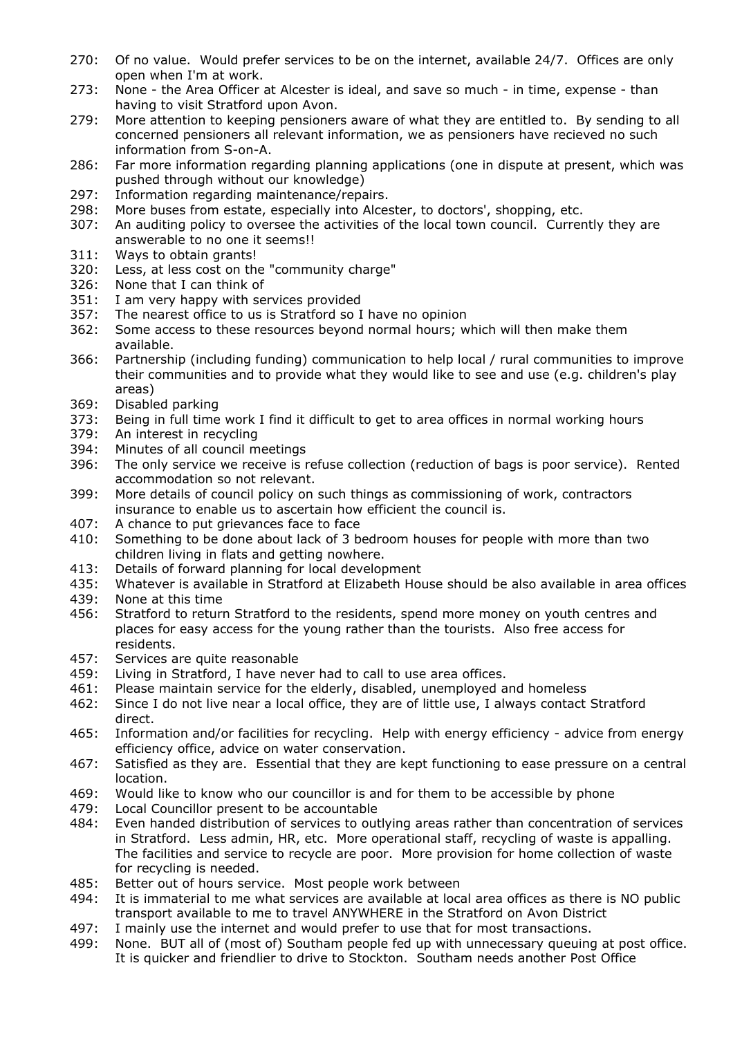270: Of no value. Would prefer services to be on the internet, available 24/7. Offices are only open when I'm at work.

273: None - the Area Officer at Alcester is ideal, and save so much - in time, expense - than having to visit Stratford upon Avon.

279: More attention to keeping pensioners aware of what they are entitled to. By sending to all concerned pensioners all relevant information, we as pensioners have recieved no such information from S-on-A.

286: Far more information regarding planning applications (one in dispute at present, which was pushed through without our knowledge)

297: Information regarding maintenance/repairs.

298: More buses from estate, especially into Alcester, to doctors', shopping, etc.

307: An auditing policy to oversee the activities of the local town council. Currently they are answerable to no one it seems!!

311: Ways to obtain grants!

320: Less, at less cost on the "community charge"

326: None that I can think of

351: I am very happy with services provided

357: The nearest office to us is Stratford so I have no opinion

362: Some access to these resources beyond normal hours; which will then make them available.

366: Partnership (including funding) communication to help local / rural communities to improve their communities and to provide what they would like to see and use (e.g. children's play areas)

369: Disabled parking

373: Being in full time work I find it difficult to get to area offices in normal working hours

379: An interest in recycling

394: Minutes of all council meetings

396: The only service we receive is refuse collection (reduction of bags is poor service). Rented accommodation so not relevant.

399: More details of council policy on such things as commissioning of work, contractors insurance to enable us to ascertain how efficient the council is.

407: A chance to put grievances face to face

410: Something to be done about lack of 3 bedroom houses for people with more than two children living in flats and getting nowhere.

413: Details of forward planning for local development

435: Whatever is available in Stratford at Elizabeth House should be also available in area offices

439: None at this time

456: Stratford to return Stratford to the residents, spend more money on youth centres and places for easy access for the young rather than the tourists. Also free access for residents.

457: Services are quite reasonable

459: Living in Stratford, I have never had to call to use area offices.

461: Please maintain service for the elderly, disabled, unemployed and homeless

462: Since I do not live near a local office, they are of little use, I always contact Stratford direct.

465: Information and/or facilities for recycling. Help with energy efficiency - advice from energy efficiency office, advice on water conservation.

467: Satisfied as they are. Essential that they are kept functioning to ease pressure on a central location.

469: Would like to know who our councillor is and for them to be accessible by phone

479: Local Councillor present to be accountable

484: Even handed distribution of services to outlying areas rather than concentration of services in Stratford. Less admin, HR, etc. More operational staff, recycling of waste is appalling. The facilities and service to recycle are poor. More provision for home collection of waste for recycling is needed.

485: Better out of hours service. Most people work between

494: It is immaterial to me what services are available at local area offices as there is NO public transport available to me to travel ANYWHERE in the Stratford on Avon District

497: I mainly use the internet and would prefer to use that for most transactions.

499: None. BUT all of (most of) Southam people fed up with unnecessary queuing at post office. It is quicker and friendlier to drive to Stockton. Southam needs another Post Office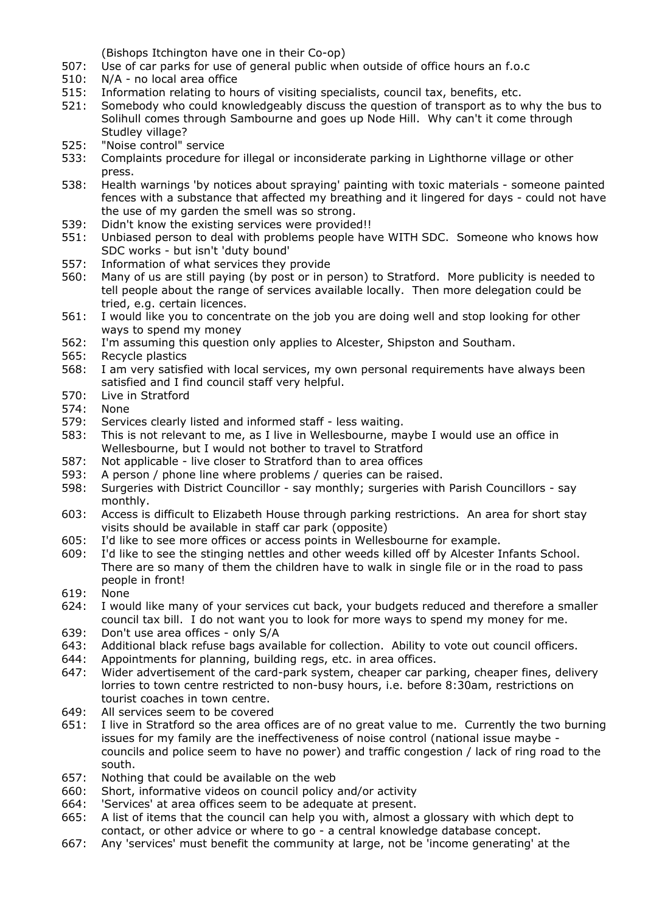(Bishops Itchington have one in their Co-op)

507: Use of car parks for use of general public when outside of office hours an f.o.c

510: N/A - no local area office

515: Information relating to hours of visiting specialists, council tax, benefits, etc.

521: Somebody who could knowledgeably discuss the question of transport as to why the bus to Solihull comes through Sambourne and goes up Node Hill. Why can't it come through Studley village?

525: "Noise control" service

533: Complaints procedure for illegal or inconsiderate parking in Lighthorne village or other press.

538: Health warnings 'by notices about spraying' painting with toxic materials - someone painted fences with a substance that affected my breathing and it lingered for days - could not have the use of my garden the smell was so strong.

539: Didn't know the existing services were provided!!

551: Unbiased person to deal with problems people have WITH SDC. Someone who knows how SDC works - but isn't 'duty bound'

557: Information of what services they provide

560: Many of us are still paying (by post or in person) to Stratford. More publicity is needed to tell people about the range of services available locally. Then more delegation could be tried, e.g. certain licences.

561: I would like you to concentrate on the job you are doing well and stop looking for other ways to spend my money

562: I'm assuming this question only applies to Alcester, Shipston and Southam.

565: Recycle plastics

568: I am very satisfied with local services, my own personal requirements have always been satisfied and I find council staff very helpful.

570: Live in Stratford

574: None

579: Services clearly listed and informed staff - less waiting.

583: This is not relevant to me, as I live in Wellesbourne, maybe I would use an office in Wellesbourne, but I would not bother to travel to Stratford

587: Not applicable - live closer to Stratford than to area offices

593: A person / phone line where problems / queries can be raised.

598: Surgeries with District Councillor - say monthly; surgeries with Parish Councillors - say monthly.

603: Access is difficult to Elizabeth House through parking restrictions. An area for short stay visits should be available in staff car park (opposite)

605: I'd like to see more offices or access points in Wellesbourne for example.

609: I'd like to see the stinging nettles and other weeds killed off by Alcester Infants School. There are so many of them the children have to walk in single file or in the road to pass people in front!

619: None

624: I would like many of your services cut back, your budgets reduced and therefore a smaller council tax bill. I do not want you to look for more ways to spend my money for me.

639: Don't use area offices - only S/A

643: Additional black refuse bags available for collection. Ability to vote out council officers.

644: Appointments for planning, building regs, etc. in area offices.

647: Wider advertisement of the card-park system, cheaper car parking, cheaper fines, delivery lorries to town centre restricted to non-busy hours, i.e. before 8:30am, restrictions on tourist coaches in town centre.

649: All services seem to be covered

651: I live in Stratford so the area offices are of no great value to me. Currently the two burning issues for my family are the ineffectiveness of noise control (national issue maybe - councils and police seem to have no power) and traffic congestion / lack of ring road to the south.

657: Nothing that could be available on the web

660: Short, informative videos on council policy and/or activity

664: 'Services' at area offices seem to be adequate at present.

665: A list of items that the council can help you with, almost a glossary with which dept to contact, or other advice or where to go - a central knowledge database concept.

667: Any 'services' must benefit the community at large, not be 'income generating' at the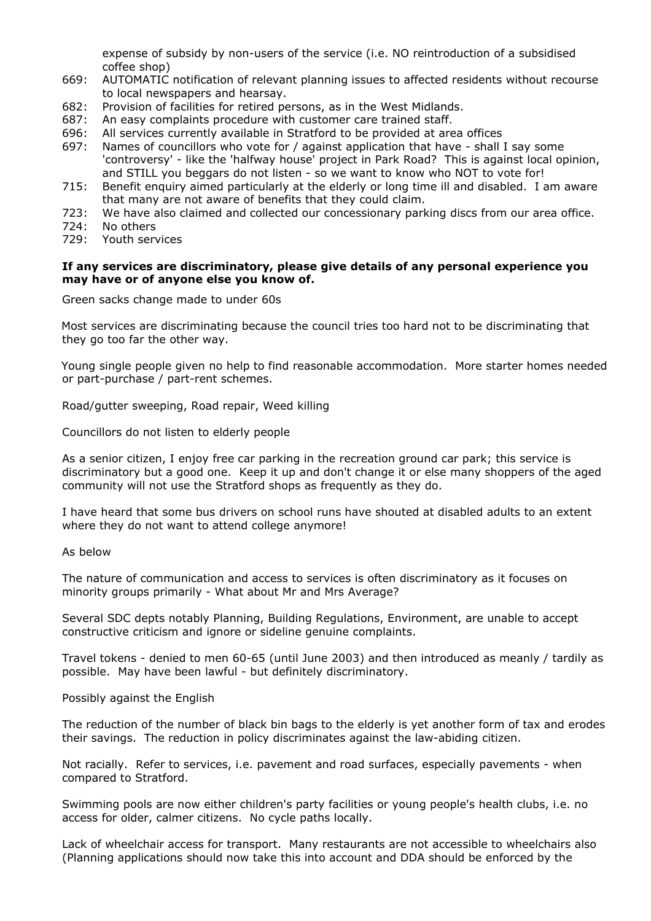expense of subsidy by non-users of the service (i.e. NO reintroduction of a subsidised coffee shop)

669: AUTOMATIC notification of relevant planning issues to affected residents without recourse to local newspapers and hearsay.
682: Provision of facilities for retired persons, as in the West Midlands.
687: An easy complaints procedure with customer care trained staff.
696: All services currently available in Stratford to be provided at area offices
697: Names of councillors who vote for / against application that have - shall I say some 'controversy' - like the 'halfway house' project in Park Road? This is against local opinion, and STILL you beggars do not listen - so we want to know who NOT to vote for!
715: Benefit enquiry aimed particularly at the elderly or long time ill and disabled. I am aware that many are not aware of benefits that they could claim.
723: We have also claimed and collected our concessionary parking discs from our area office.
724: No others
729: Youth services

**If any services are discriminatory, please give details of any personal experience you may have or of anyone else you know of.**

Green sacks change made to under 60s

Most services are discriminating because the council tries too hard not to be discriminating that they go too far the other way.

Young single people given no help to find reasonable accommodation. More starter homes needed or part-purchase / part-rent schemes.

Road/gutter sweeping, Road repair, Weed killing

Councillors do not listen to elderly people

As a senior citizen, I enjoy free car parking in the recreation ground car park; this service is discriminatory but a good one. Keep it up and don't change it or else many shoppers of the aged community will not use the Stratford shops as frequently as they do.

I have heard that some bus drivers on school runs have shouted at disabled adults to an extent where they do not want to attend college anymore!

As below

The nature of communication and access to services is often discriminatory as it focuses on minority groups primarily - What about Mr and Mrs Average?

Several SDC depts notably Planning, Building Regulations, Environment, are unable to accept constructive criticism and ignore or sideline genuine complaints.

Travel tokens - denied to men 60-65 (until June 2003) and then introduced as meanly / tardily as possible. May have been lawful - but definitely discriminatory.

Possibly against the English

The reduction of the number of black bin bags to the elderly is yet another form of tax and erodes their savings. The reduction in policy discriminates against the law-abiding citizen.

Not racially. Refer to services, i.e. pavement and road surfaces, especially pavements - when compared to Stratford.

Swimming pools are now either children's party facilities or young people's health clubs, i.e. no access for older, calmer citizens. No cycle paths locally.

Lack of wheelchair access for transport. Many restaurants are not accessible to wheelchairs also (Planning applications should now take this into account and DDA should be enforced by the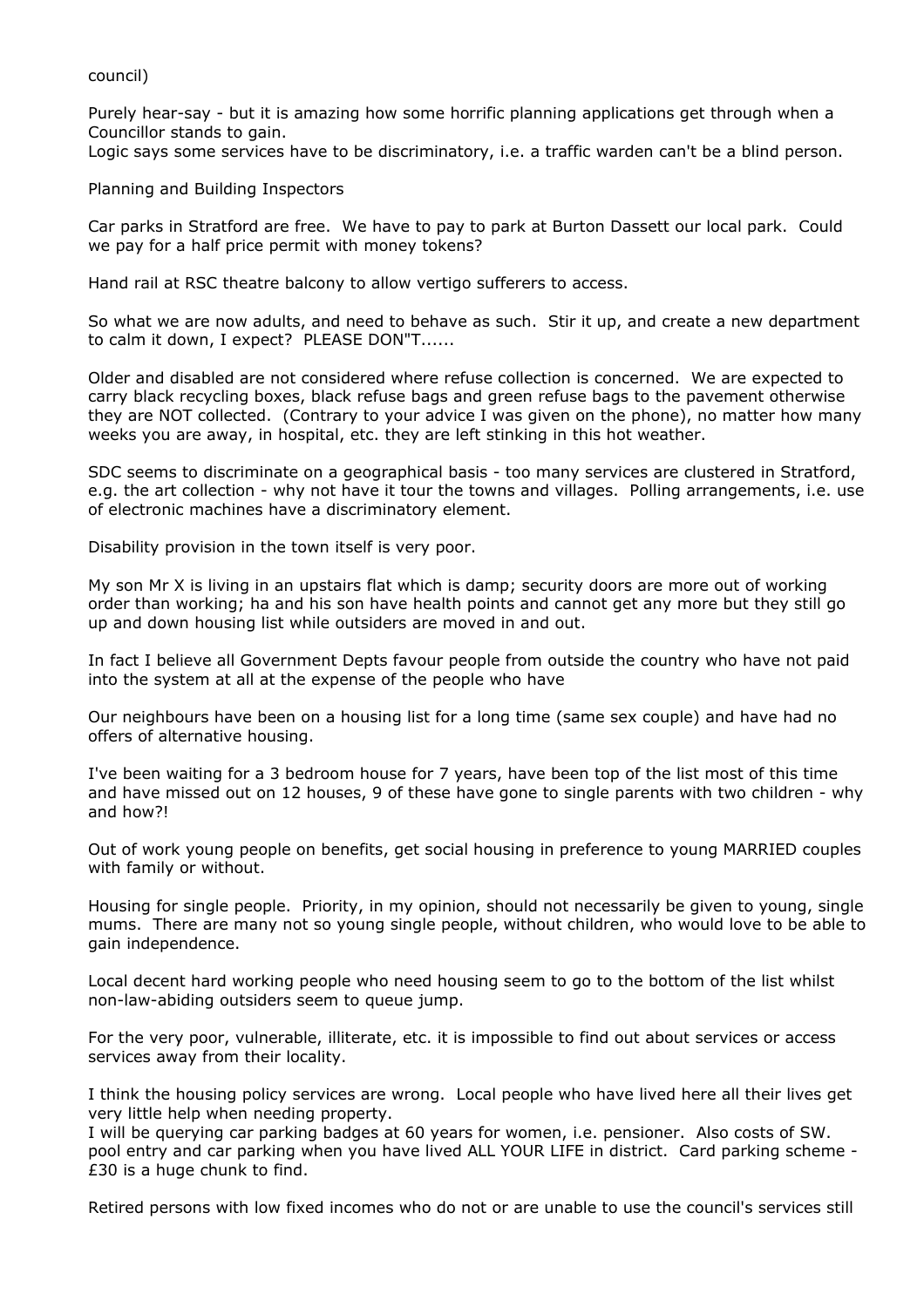council)

Purely hear-say - but it is amazing how some horrific planning applications get through when a Councillor stands to gain.
Logic says some services have to be discriminatory, i.e. a traffic warden can't be a blind person.

Planning and Building Inspectors

Car parks in Stratford are free. We have to pay to park at Burton Dassett our local park. Could we pay for a half price permit with money tokens?

Hand rail at RSC theatre balcony to allow vertigo sufferers to access.

So what we are now adults, and need to behave as such. Stir it up, and create a new department to calm it down, I expect? PLEASE DON"T......

Older and disabled are not considered where refuse collection is concerned. We are expected to carry black recycling boxes, black refuse bags and green refuse bags to the pavement otherwise they are NOT collected. (Contrary to your advice I was given on the phone), no matter how many weeks you are away, in hospital, etc. they are left stinking in this hot weather.

SDC seems to discriminate on a geographical basis - too many services are clustered in Stratford, e.g. the art collection - why not have it tour the towns and villages. Polling arrangements, i.e. use of electronic machines have a discriminatory element.

Disability provision in the town itself is very poor.

My son Mr X is living in an upstairs flat which is damp; security doors are more out of working order than working; ha and his son have health points and cannot get any more but they still go up and down housing list while outsiders are moved in and out.

In fact I believe all Government Depts favour people from outside the country who have not paid into the system at all at the expense of the people who have

Our neighbours have been on a housing list for a long time (same sex couple) and have had no offers of alternative housing.

I've been waiting for a 3 bedroom house for 7 years, have been top of the list most of this time and have missed out on 12 houses, 9 of these have gone to single parents with two children - why and how?!

Out of work young people on benefits, get social housing in preference to young MARRIED couples with family or without.

Housing for single people. Priority, in my opinion, should not necessarily be given to young, single mums. There are many not so young single people, without children, who would love to be able to gain independence.

Local decent hard working people who need housing seem to go to the bottom of the list whilst non-law-abiding outsiders seem to queue jump.

For the very poor, vulnerable, illiterate, etc. it is impossible to find out about services or access services away from their locality.

I think the housing policy services are wrong. Local people who have lived here all their lives get very little help when needing property.
I will be querying car parking badges at 60 years for women, i.e. pensioner. Also costs of SW. pool entry and car parking when you have lived ALL YOUR LIFE in district. Card parking scheme - £30 is a huge chunk to find.

Retired persons with low fixed incomes who do not or are unable to use the council's services still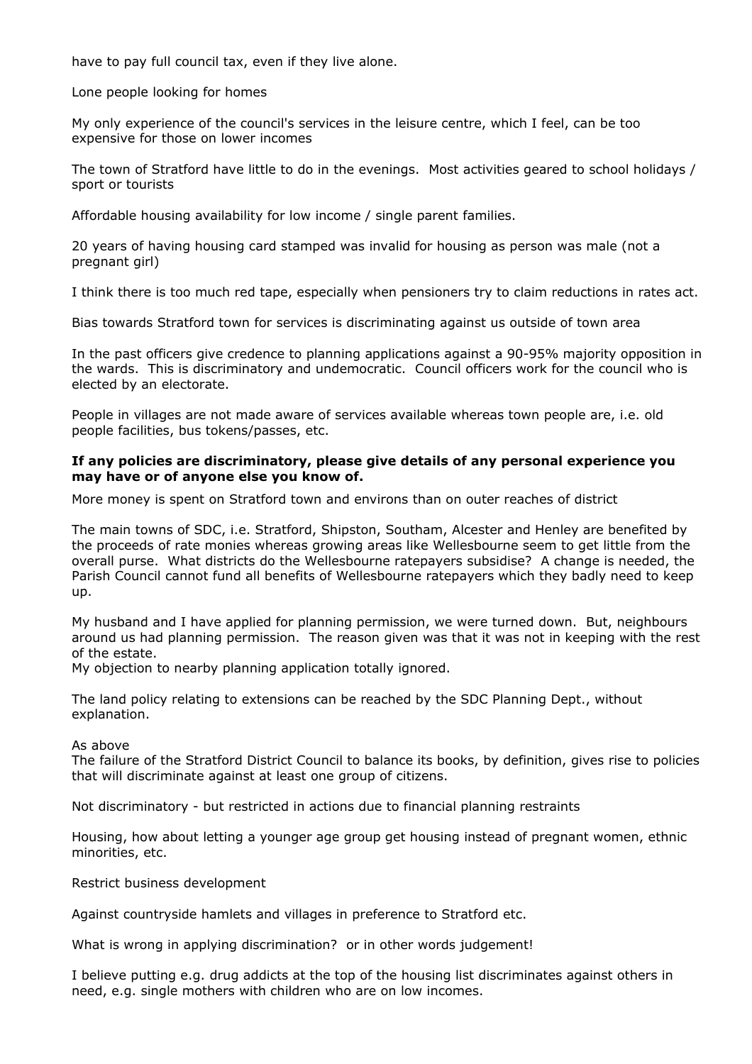have to pay full council tax, even if they live alone.

Lone people looking for homes

My only experience of the council's services in the leisure centre, which I feel, can be too expensive for those on lower incomes

The town of Stratford have little to do in the evenings. Most activities geared to school holidays / sport or tourists

Affordable housing availability for low income / single parent families.

20 years of having housing card stamped was invalid for housing as person was male (not a pregnant girl)

I think there is too much red tape, especially when pensioners try to claim reductions in rates act.

Bias towards Stratford town for services is discriminating against us outside of town area

In the past officers give credence to planning applications against a 90-95% majority opposition in the wards. This is discriminatory and undemocratic. Council officers work for the council who is elected by an electorate.

People in villages are not made aware of services available whereas town people are, i.e. old people facilities, bus tokens/passes, etc.

**If any policies are discriminatory, please give details of any personal experience you may have or of anyone else you know of.**

More money is spent on Stratford town and environs than on outer reaches of district

The main towns of SDC, i.e. Stratford, Shipston, Southam, Alcester and Henley are benefited by the proceeds of rate monies whereas growing areas like Wellesbourne seem to get little from the overall purse. What districts do the Wellesbourne ratepayers subsidise? A change is needed, the Parish Council cannot fund all benefits of Wellesbourne ratepayers which they badly need to keep up.

My husband and I have applied for planning permission, we were turned down. But, neighbours around us had planning permission. The reason given was that it was not in keeping with the rest of the estate.
My objection to nearby planning application totally ignored.

The land policy relating to extensions can be reached by the SDC Planning Dept., without explanation.

As above
The failure of the Stratford District Council to balance its books, by definition, gives rise to policies that will discriminate against at least one group of citizens.

Not discriminatory - but restricted in actions due to financial planning restraints

Housing, how about letting a younger age group get housing instead of pregnant women, ethnic minorities, etc.

Restrict business development

Against countryside hamlets and villages in preference to Stratford etc.

What is wrong in applying discrimination? or in other words judgement!

I believe putting e.g. drug addicts at the top of the housing list discriminates against others in need, e.g. single mothers with children who are on low incomes.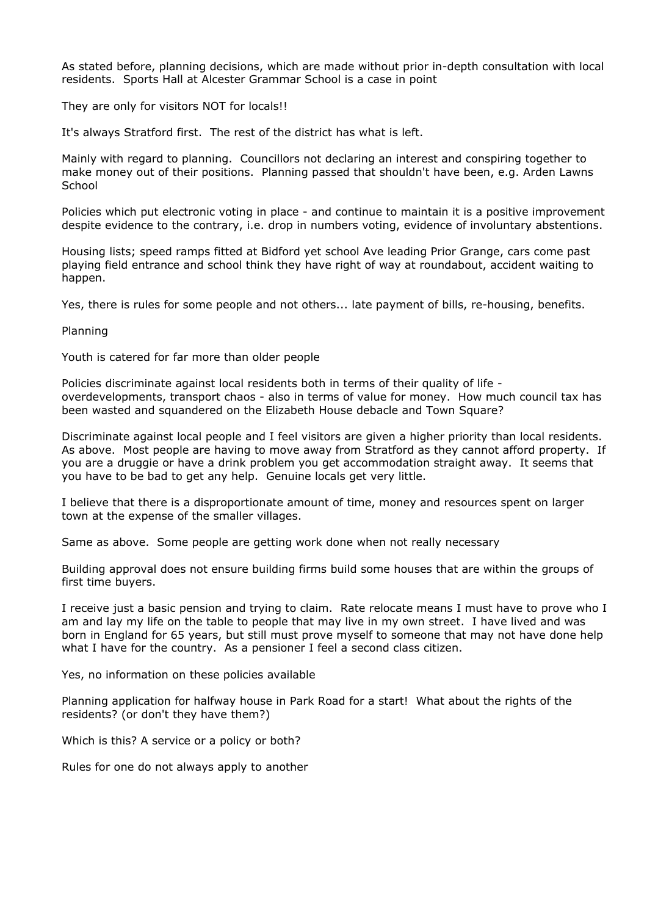As stated before, planning decisions, which are made without prior in-depth consultation with local residents. Sports Hall at Alcester Grammar School is a case in point

They are only for visitors NOT for locals!!

It's always Stratford first. The rest of the district has what is left.

Mainly with regard to planning. Councillors not declaring an interest and conspiring together to make money out of their positions. Planning passed that shouldn't have been, e.g. Arden Lawns School

Policies which put electronic voting in place - and continue to maintain it is a positive improvement despite evidence to the contrary, i.e. drop in numbers voting, evidence of involuntary abstentions.

Housing lists; speed ramps fitted at Bidford yet school Ave leading Prior Grange, cars come past playing field entrance and school think they have right of way at roundabout, accident waiting to happen.

Yes, there is rules for some people and not others... late payment of bills, re-housing, benefits.

Planning

Youth is catered for far more than older people

Policies discriminate against local residents both in terms of their quality of life - overdevelopments, transport chaos - also in terms of value for money. How much council tax has been wasted and squandered on the Elizabeth House debacle and Town Square?

Discriminate against local people and I feel visitors are given a higher priority than local residents. As above. Most people are having to move away from Stratford as they cannot afford property. If you are a druggie or have a drink problem you get accommodation straight away. It seems that you have to be bad to get any help. Genuine locals get very little.

I believe that there is a disproportionate amount of time, money and resources spent on larger town at the expense of the smaller villages.

Same as above. Some people are getting work done when not really necessary

Building approval does not ensure building firms build some houses that are within the groups of first time buyers.

I receive just a basic pension and trying to claim. Rate relocate means I must have to prove who I am and lay my life on the table to people that may live in my own street. I have lived and was born in England for 65 years, but still must prove myself to someone that may not have done help what I have for the country. As a pensioner I feel a second class citizen.

Yes, no information on these policies available

Planning application for halfway house in Park Road for a start! What about the rights of the residents? (or don't they have them?)

Which is this? A service or a policy or both?

Rules for one do not always apply to another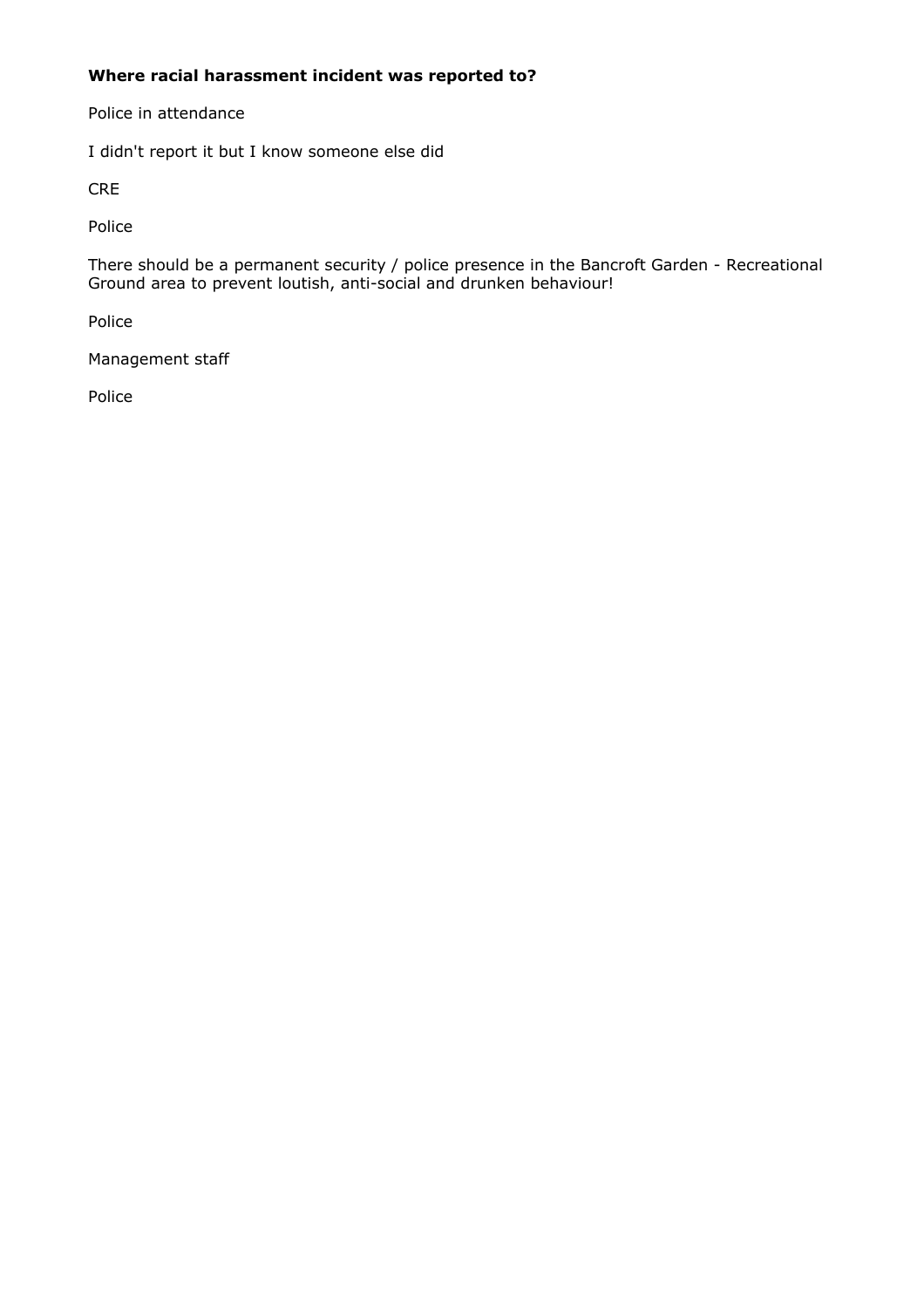**Where racial harassment incident was reported to?**

Police in attendance

I didn't report it but I know someone else did

CRE

Police

There should be a permanent security / police presence in the Bancroft Garden - Recreational Ground area to prevent loutish, anti-social and drunken behaviour!

Police

Management staff

Police